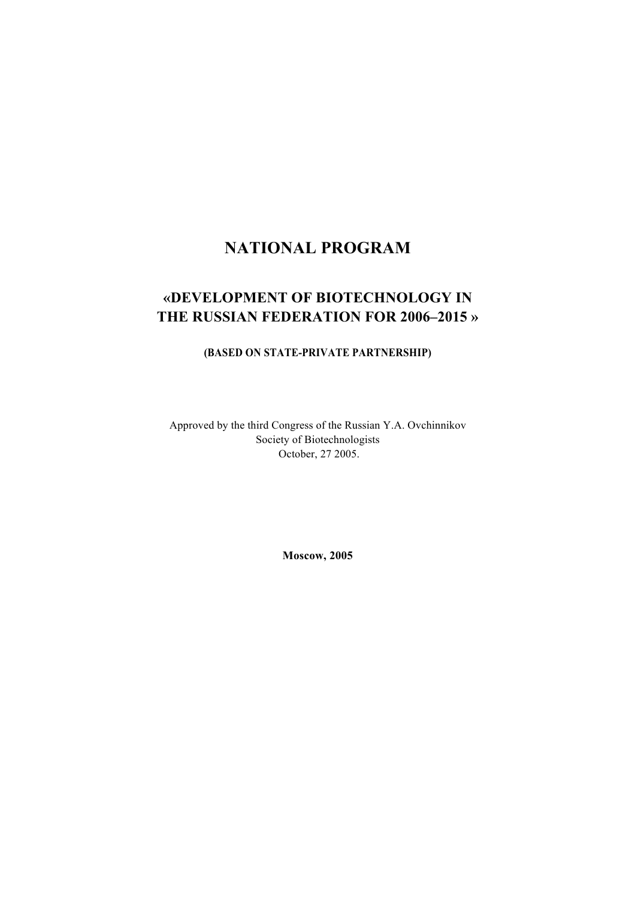# NATIONAL PROGRAM

## «DEVELOPMENT OF BIOTECHNOLOGY IN THE RUSSIAN FEDERATION FOR 2006–2015 »

### (BASED ON STATE-PRIVATE PARTNERSHIP)

Approved by the third Congress of the Russian Y.A. Ovchinnikov
Society of Biotechnologists
October, 27 2005.

**Moscow, 2005**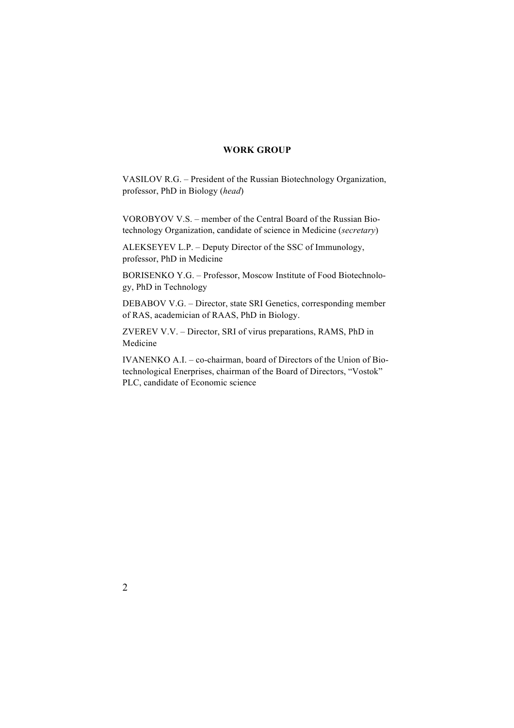**WORK GROUP**

VASILOV R.G. – President of the Russian Biotechnology Organization, professor, PhD in Biology (*head*)

VOROBYOV V.S. – member of the Central Board of the Russian Biotechnology Organization, candidate of science in Medicine (*secretary*)

ALEKSEYEV L.P. – Deputy Director of the SSC of Immunology, professor, PhD in Medicine

BORISENKO Y.G. – Professor, Moscow Institute of Food Biotechnology, PhD in Technology

DEBABOV V.G. – Director, state SRI Genetics, corresponding member of RAS, academician of RAAS, PhD in Biology.

ZVEREV V.V. – Director, SRI of virus preparations, RAMS, PhD in Medicine

IVANENKO A.I. – co-chairman, board of Directors of the Union of Biotechnological Enerprises, chairman of the Board of Directors, "Vostok" PLC, candidate of Economic science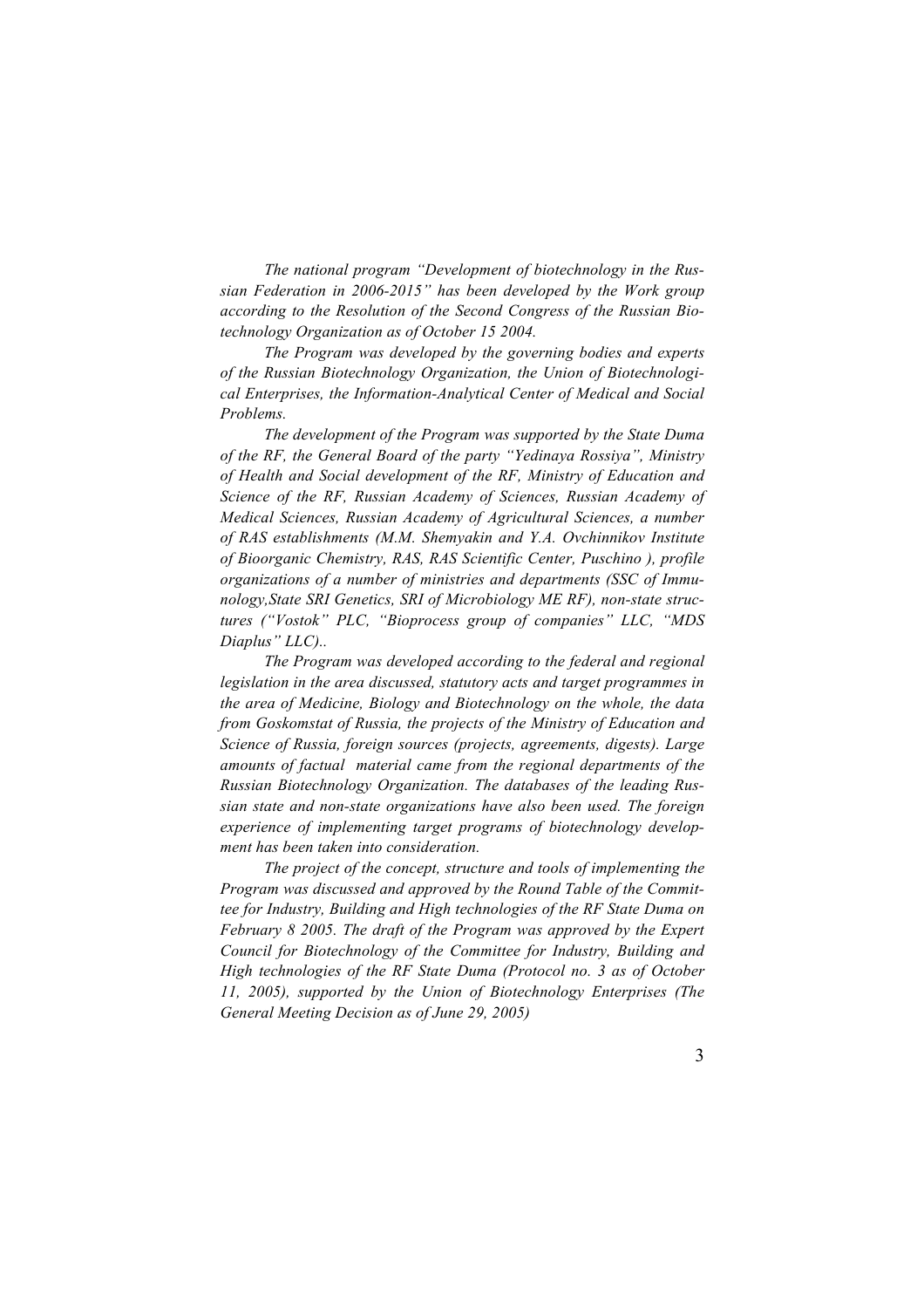*The national program "Development of biotechnology in the Russian Federation in 2006-2015" has been developed by the Work group according to the Resolution of the Second Congress of the Russian Biotechnology Organization as of October 15 2004.*

*The Program was developed by the governing bodies and experts of the Russian Biotechnology Organization, the Union of Biotechnological Enterprises, the Information-Analytical Center of Medical and Social Problems.*

*The development of the Program was supported by the State Duma of the RF, the General Board of the party "Yedinaya Rossiya", Ministry of Health and Social development of the RF, Ministry of Education and Science of the RF, Russian Academy of Sciences, Russian Academy of Medical Sciences, Russian Academy of Agricultural Sciences, a number of RAS establishments (M.M. Shemyakin and Y.A. Ovchinnikov Institute of Bioorganic Chemistry, RAS, RAS Scientific Center, Puschino ), profile organizations of a number of ministries and departments (SSC of Immunology,State SRI Genetics, SRI of Microbiology ME RF), non-state structures ("Vostok" PLC, "Bioprocess group of companies" LLC, "MDS Diaplus" LLC)..*

*The Program was developed according to the federal and regional legislation in the area discussed, statutory acts and target programmes in the area of Medicine, Biology and Biotechnology on the whole, the data from Goskomstat of Russia, the projects of the Ministry of Education and Science of Russia, foreign sources (projects, agreements, digests). Large amounts of factual material came from the regional departments of the Russian Biotechnology Organization. The databases of the leading Russian state and non-state organizations have also been used. The foreign experience of implementing target programs of biotechnology development has been taken into consideration.*

*The project of the concept, structure and tools of implementing the Program was discussed and approved by the Round Table of the Committee for Industry, Building and High technologies of the RF State Duma on February 8 2005. The draft of the Program was approved by the Expert Council for Biotechnology of the Committee for Industry, Building and High technologies of the RF State Duma (Protocol no. 3 as of October 11, 2005), supported by the Union of Biotechnology Enterprises (The General Meeting Decision as of June 29, 2005)*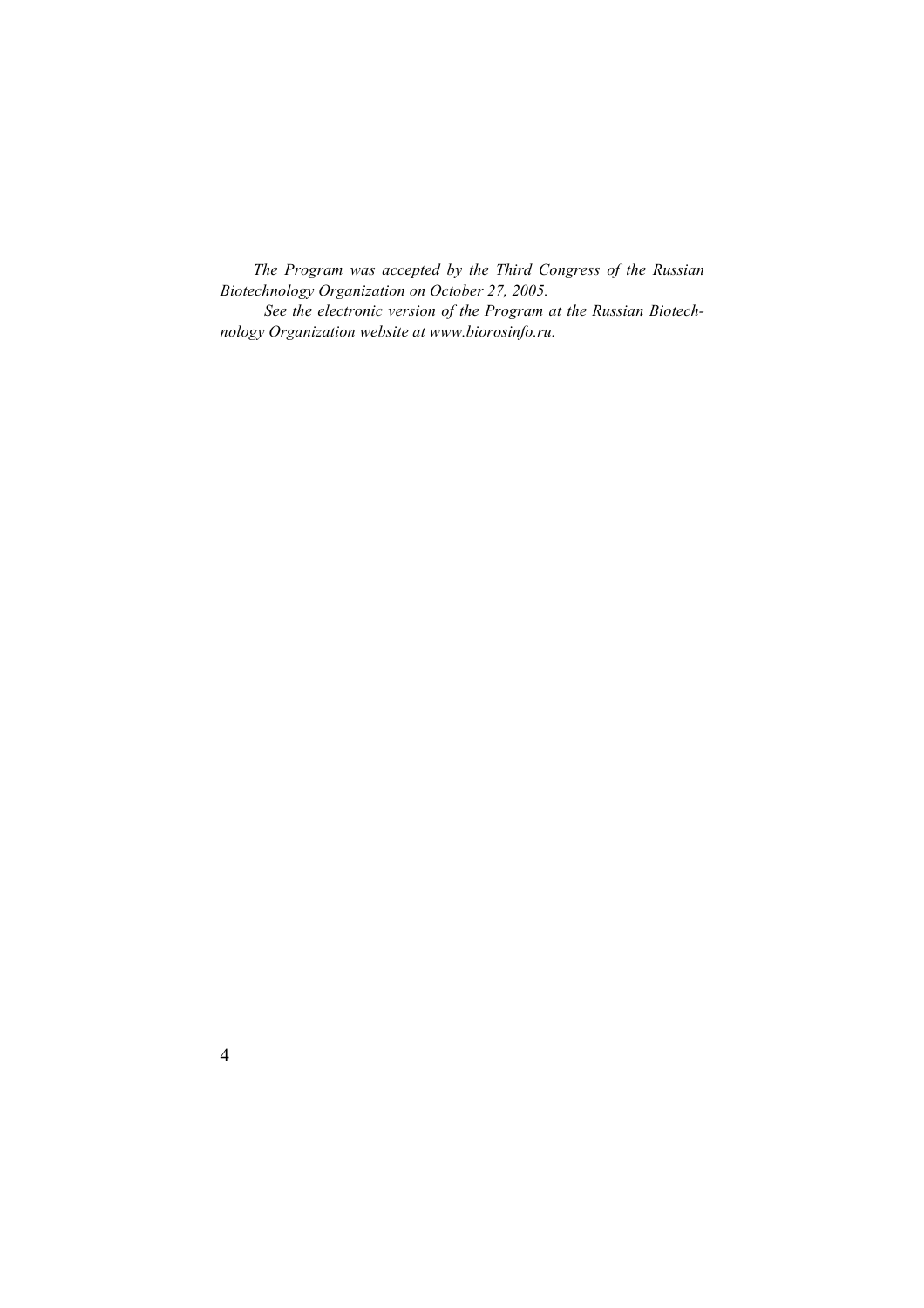*The Program was accepted by the Third Congress of the Russian Biotechnology Organization on October 27, 2005.*

*See the electronic version of the Program at the Russian Biotechnology Organization website at www.biorosinfo.ru.*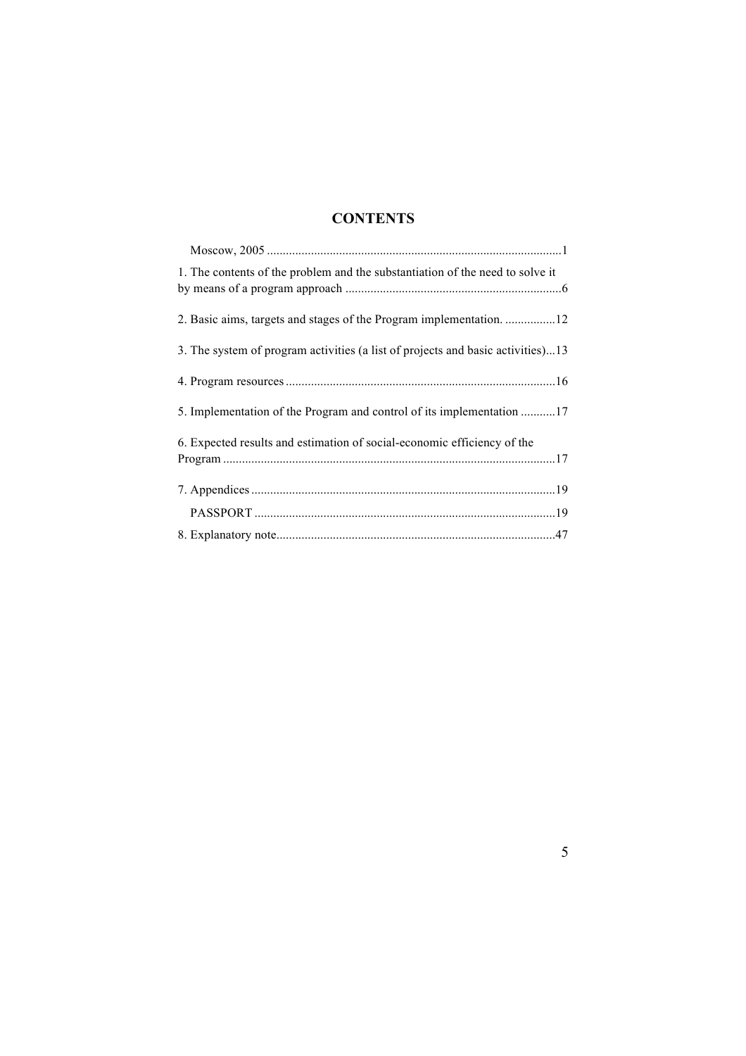## CONTENTS

Moscow, 2005 ............................................................................................1

1. The contents of the problem and the substantiation of the need to solve it by means of a program approach ....................................................................6

2. Basic aims, targets and stages of the Program implementation. ................12

3. The system of program activities (a list of projects and basic activities)...13

4. Program resources .....................................................................................16

5. Implementation of the Program and control of its implementation ...........17

6. Expected results and estimation of social-economic efficiency of the Program .........................................................................................................17

7. Appendices ................................................................................................19

PASSPORT ...............................................................................................19

8. Explanatory note........................................................................................47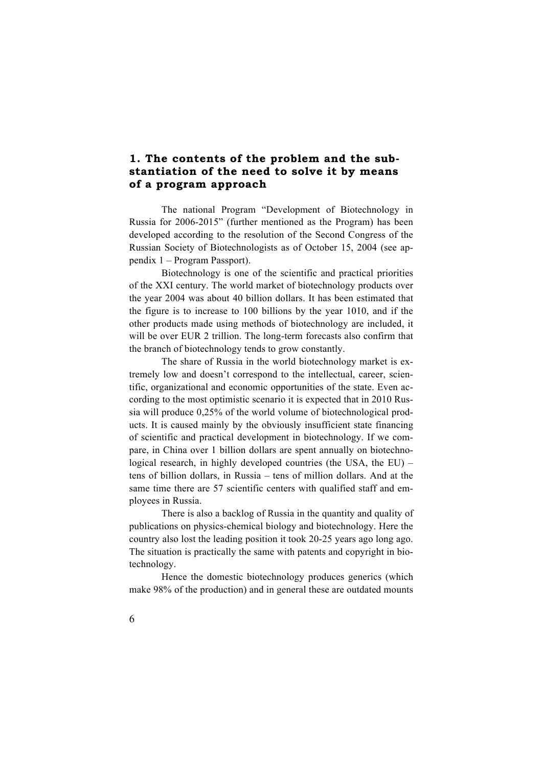## 1. The contents of the problem and the substantiation of the need to solve it by means of a program approach

The national Program "Development of Biotechnology in Russia for 2006-2015" (further mentioned as the Program) has been developed according to the resolution of the Second Congress of the Russian Society of Biotechnologists as of October 15, 2004 (see appendix 1 – Program Passport).

Biotechnology is one of the scientific and practical priorities of the XXI century. The world market of biotechnology products over the year 2004 was about 40 billion dollars. It has been estimated that the figure is to increase to 100 billions by the year 1010, and if the other products made using methods of biotechnology are included, it will be over EUR 2 trillion. The long-term forecasts also confirm that the branch of biotechnology tends to grow constantly.

The share of Russia in the world biotechnology market is extremely low and doesn't correspond to the intellectual, career, scientific, organizational and economic opportunities of the state. Even according to the most optimistic scenario it is expected that in 2010 Russia will produce 0,25% of the world volume of biotechnological products. It is caused mainly by the obviously insufficient state financing of scientific and practical development in biotechnology. If we compare, in China over 1 billion dollars are spent annually on biotechnological research, in highly developed countries (the USA, the EU) – tens of billion dollars, in Russia – tens of million dollars. And at the same time there are 57 scientific centers with qualified staff and employees in Russia.

There is also a backlog of Russia in the quantity and quality of publications on physics-chemical biology and biotechnology. Here the country also lost the leading position it took 20-25 years ago long ago. The situation is practically the same with patents and copyright in biotechnology.

Hence the domestic biotechnology produces generics (which make 98% of the production) and in general these are outdated mounts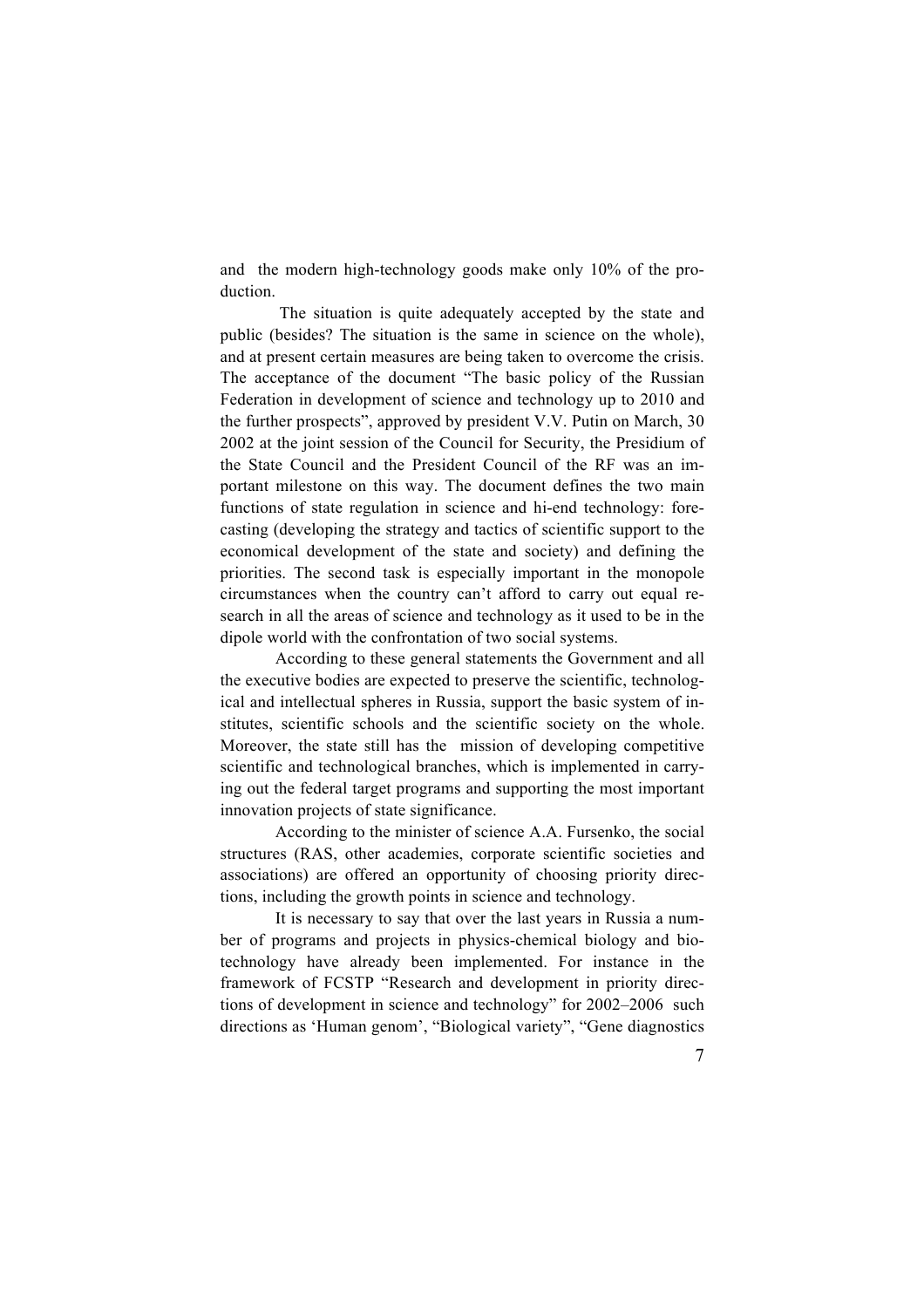and the modern high-technology goods make only 10% of the production.

The situation is quite adequately accepted by the state and public (besides? The situation is the same in science on the whole), and at present certain measures are being taken to overcome the crisis. The acceptance of the document "The basic policy of the Russian Federation in development of science and technology up to 2010 and the further prospects", approved by president V.V. Putin on March, 30 2002 at the joint session of the Council for Security, the Presidium of the State Council and the President Council of the RF was an important milestone on this way. The document defines the two main functions of state regulation in science and hi-end technology: forecasting (developing the strategy and tactics of scientific support to the economical development of the state and society) and defining the priorities. The second task is especially important in the monopole circumstances when the country can't afford to carry out equal research in all the areas of science and technology as it used to be in the dipole world with the confrontation of two social systems.

According to these general statements the Government and all the executive bodies are expected to preserve the scientific, technological and intellectual spheres in Russia, support the basic system of institutes, scientific schools and the scientific society on the whole. Moreover, the state still has the mission of developing competitive scientific and technological branches, which is implemented in carrying out the federal target programs and supporting the most important innovation projects of state significance.

According to the minister of science A.A. Fursenko, the social structures (RAS, other academies, corporate scientific societies and associations) are offered an opportunity of choosing priority directions, including the growth points in science and technology.

It is necessary to say that over the last years in Russia a number of programs and projects in physics-chemical biology and biotechnology have already been implemented. For instance in the framework of FCSTP "Research and development in priority directions of development in science and technology" for 2002–2006 such directions as 'Human genom', "Biological variety", "Gene diagnostics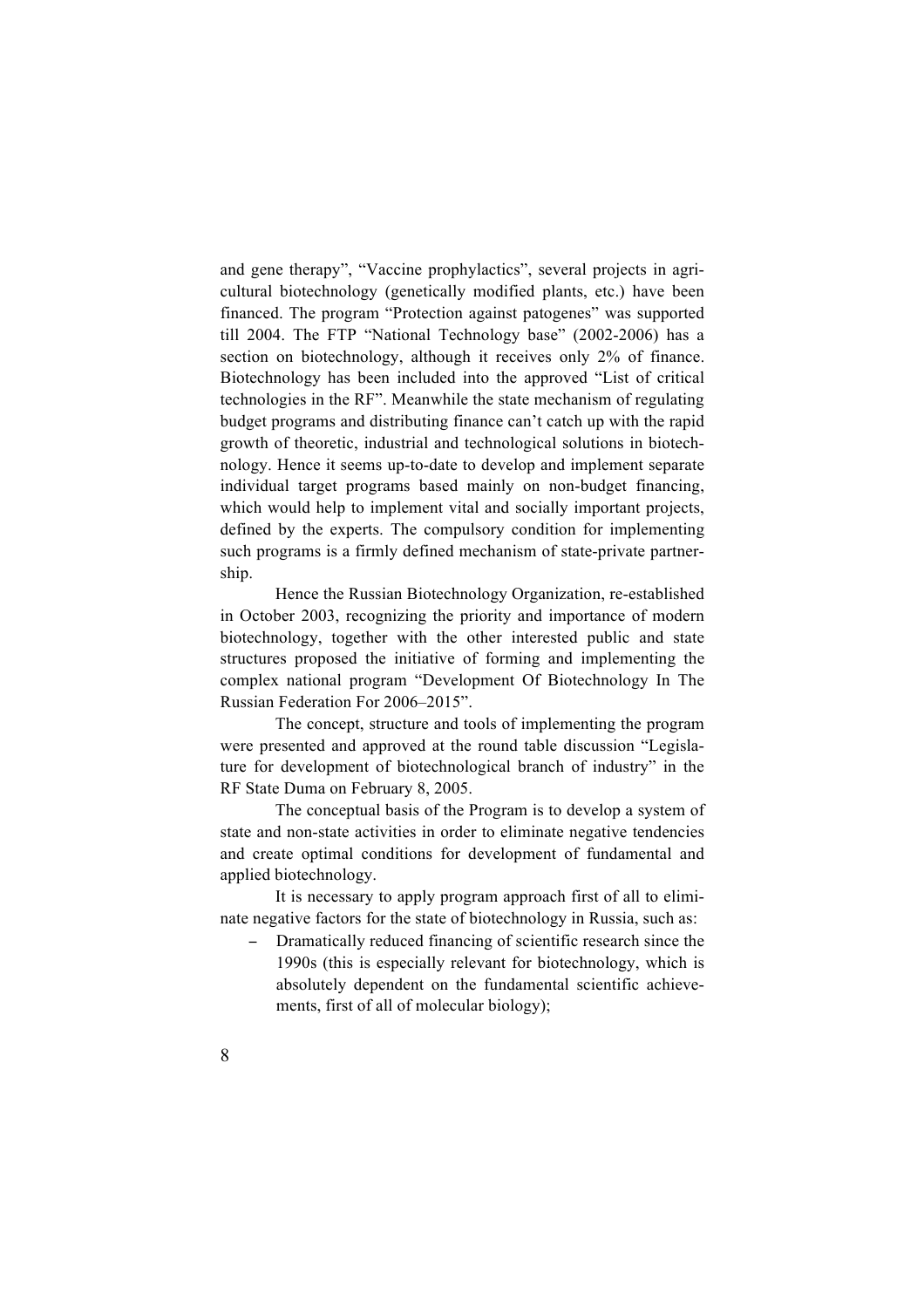and gene therapy", "Vaccine prophylactics", several projects in agricultural biotechnology (genetically modified plants, etc.) have been financed. The program "Protection against patogenes" was supported till 2004. The FTP "National Technology base" (2002-2006) has a section on biotechnology, although it receives only 2% of finance. Biotechnology has been included into the approved "List of critical technologies in the RF". Meanwhile the state mechanism of regulating budget programs and distributing finance can't catch up with the rapid growth of theoretic, industrial and technological solutions in biotechnology. Hence it seems up-to-date to develop and implement separate individual target programs based mainly on non-budget financing, which would help to implement vital and socially important projects, defined by the experts. The compulsory condition for implementing such programs is a firmly defined mechanism of state-private partnership.

Hence the Russian Biotechnology Organization, re-established in October 2003, recognizing the priority and importance of modern biotechnology, together with the other interested public and state structures proposed the initiative of forming and implementing the complex national program "Development Of Biotechnology In The Russian Federation For 2006–2015".

The concept, structure and tools of implementing the program were presented and approved at the round table discussion "Legislature for development of biotechnological branch of industry" in the RF State Duma on February 8, 2005.

The conceptual basis of the Program is to develop a system of state and non-state activities in order to eliminate negative tendencies and create optimal conditions for development of fundamental and applied biotechnology.

It is necessary to apply program approach first of all to eliminate negative factors for the state of biotechnology in Russia, such as:

- Dramatically reduced financing of scientific research since the 1990s (this is especially relevant for biotechnology, which is absolutely dependent on the fundamental scientific achievements, first of all of molecular biology);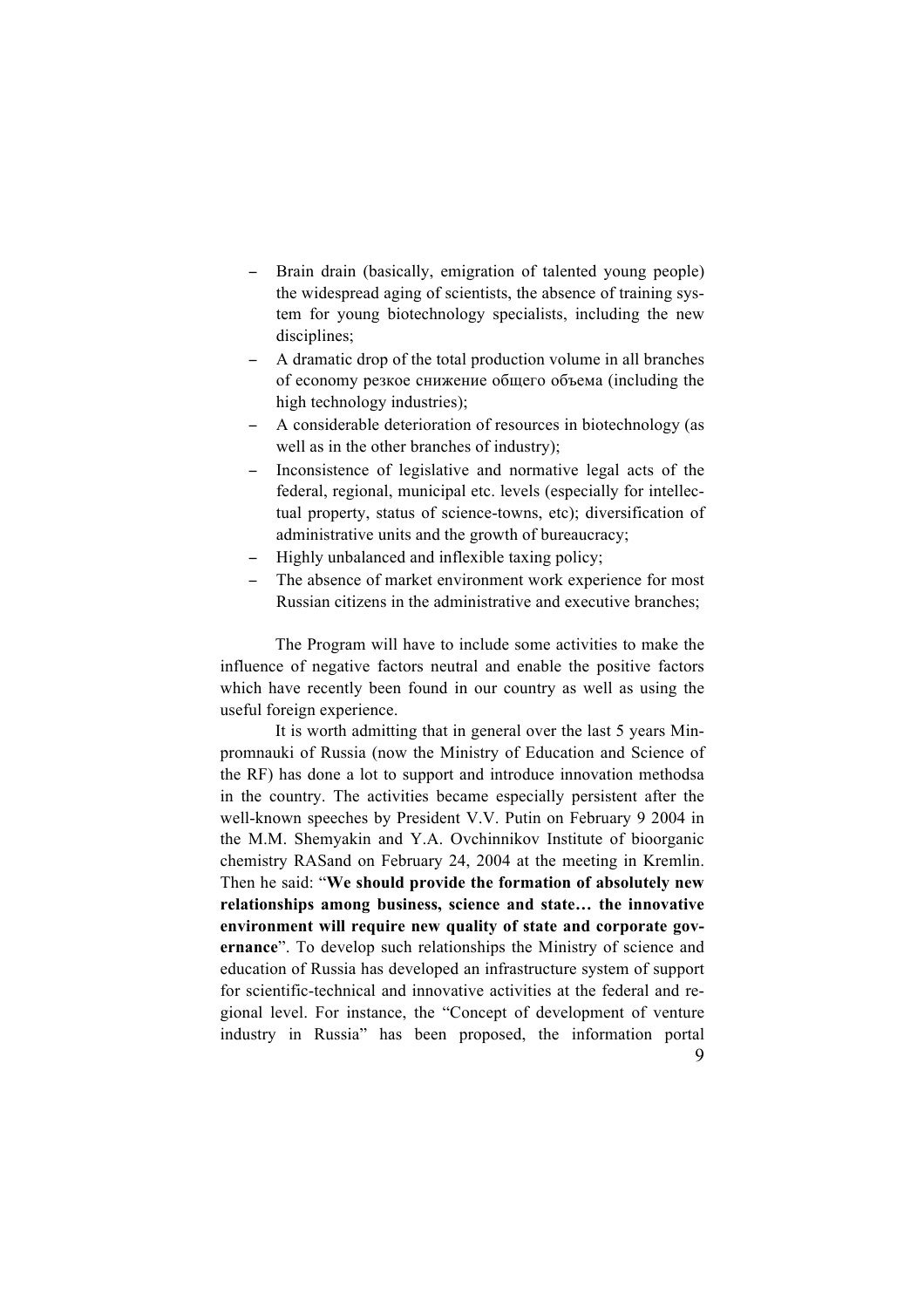- Brain drain (basically, emigration of talented young people) the widespread aging of scientists, the absence of training system for young biotechnology specialists, including the new disciplines;
- A dramatic drop of the total production volume in all branches of economy резкое снижение общего объема (including the high technology industries);
- A considerable deterioration of resources in biotechnology (as well as in the other branches of industry);
- Inconsistence of legislative and normative legal acts of the federal, regional, municipal etc. levels (especially for intellectual property, status of science-towns, etc); diversification of administrative units and the growth of bureaucracy;
- Highly unbalanced and inflexible taxing policy;
- The absence of market environment work experience for most Russian citizens in the administrative and executive branches;

The Program will have to include some activities to make the influence of negative factors neutral and enable the positive factors which have recently been found in our country as well as using the useful foreign experience.

It is worth admitting that in general over the last 5 years Minpromnauki of Russia (now the Ministry of Education and Science of the RF) has done a lot to support and introduce innovation methodsa in the country. The activities became especially persistent after the well-known speeches by President V.V. Putin on February 9 2004 in the M.M. Shemyakin and Y.A. Ovchinnikov Institute of bioorganic chemistry RASand on February 24, 2004 at the meeting in Kremlin. Then he said: "**We should provide the formation of absolutely new relationships among business, science and state… the innovative environment will require new quality of state and corporate governance**". To develop such relationships the Ministry of science and education of Russia has developed an infrastructure system of support for scientific-technical and innovative activities at the federal and regional level. For instance, the "Concept of development of venture industry in Russia" has been proposed, the information portal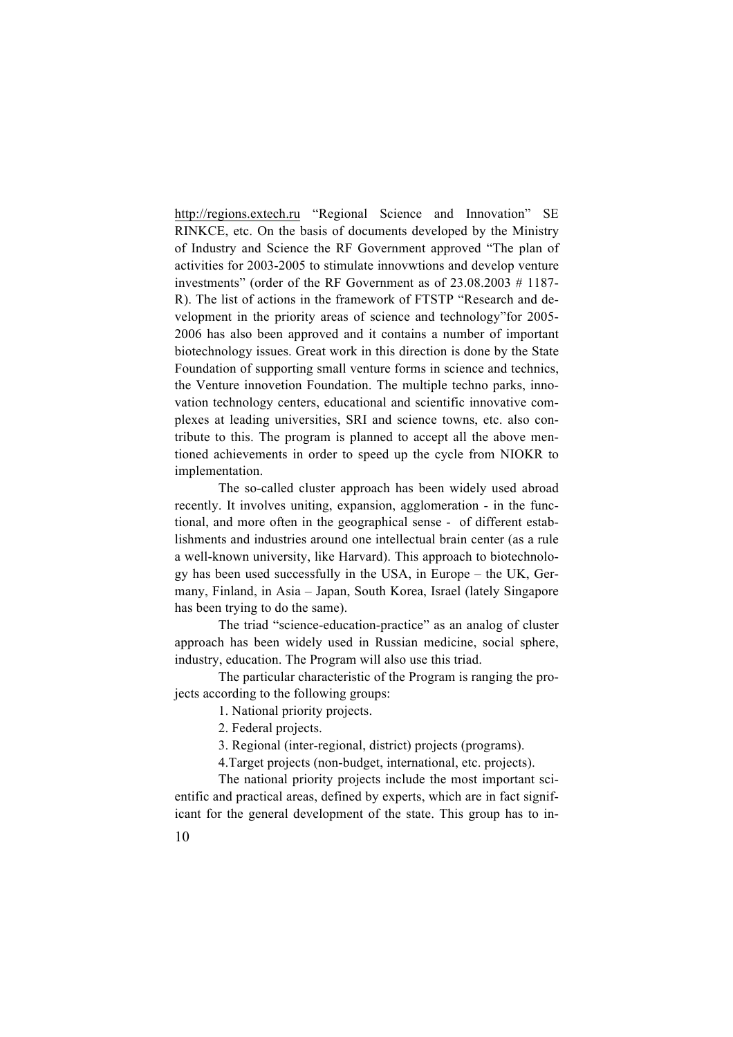http://regions.extech.ru "Regional Science and Innovation" SE RINKCE, etc. On the basis of documents developed by the Ministry of Industry and Science the RF Government approved "The plan of activities for 2003-2005 to stimulate innovwtions and develop venture investments" (order of the RF Government as of 23.08.2003 # 1187-R). The list of actions in the framework of FTSTP "Research and development in the priority areas of science and technology"for 2005-2006 has also been approved and it contains a number of important biotechnology issues. Great work in this direction is done by the State Foundation of supporting small venture forms in science and technics, the Venture innovetion Foundation. The multiple techno parks, innovation technology centers, educational and scientific innovative complexes at leading universities, SRI and science towns, etc. also contribute to this. The program is planned to accept all the above mentioned achievements in order to speed up the cycle from NIOKR to implementation.

The so-called cluster approach has been widely used abroad recently. It involves uniting, expansion, agglomeration - in the functional, and more often in the geographical sense - of different establishments and industries around one intellectual brain center (as a rule a well-known university, like Harvard). This approach to biotechnology has been used successfully in the USA, in Europe – the UK, Germany, Finland, in Asia – Japan, South Korea, Israel (lately Singapore has been trying to do the same).

The triad "science-education-practice" as an analog of cluster approach has been widely used in Russian medicine, social sphere, industry, education. The Program will also use this triad.

The particular characteristic of the Program is ranging the projects according to the following groups:

1. National priority projects.
2. Federal projects.
3. Regional (inter-regional, district) projects (programs).
4. Target projects (non-budget, international, etc. projects).

The national priority projects include the most important scientific and practical areas, defined by experts, which are in fact significant for the general development of the state. This group has to in-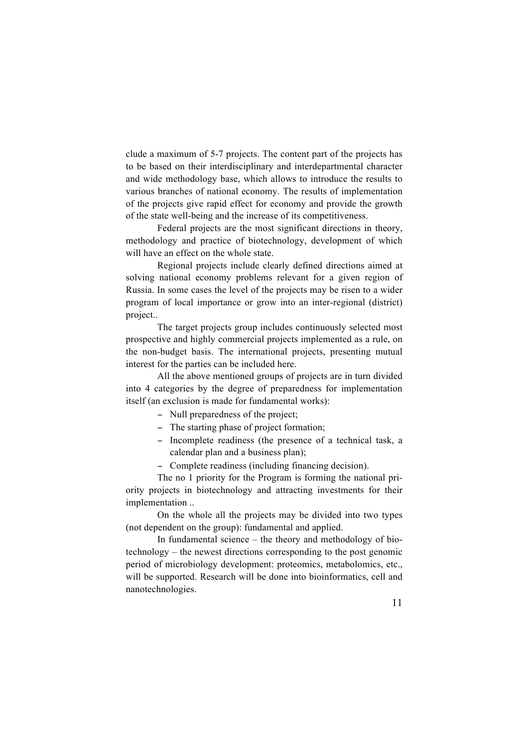clude a maximum of 5-7 projects. The content part of the projects has to be based on their interdisciplinary and interdepartmental character and wide methodology base, which allows to introduce the results to various branches of national economy. The results of implementation of the projects give rapid effect for economy and provide the growth of the state well-being and the increase of its competitiveness.

Federal projects are the most significant directions in theory, methodology and practice of biotechnology, development of which will have an effect on the whole state.

Regional projects include clearly defined directions aimed at solving national economy problems relevant for a given region of Russia. In some cases the level of the projects may be risen to a wider program of local importance or grow into an inter-regional (district) project..

The target projects group includes continuously selected most prospective and highly commercial projects implemented as a rule, on the non-budget basis. The international projects, presenting mutual interest for the parties can be included here.

All the above mentioned groups of projects are in turn divided into 4 categories by the degree of preparedness for implementation itself (an exclusion is made for fundamental works):

- Null preparedness of the project;
- The starting phase of project formation;
- Incomplete readiness (the presence of a technical task, a calendar plan and a business plan);
- Complete readiness (including financing decision).

The no 1 priority for the Program is forming the national priority projects in biotechnology and attracting investments for their implementation ..

On the whole all the projects may be divided into two types (not dependent on the group): fundamental and applied.

In fundamental science – the theory and methodology of biotechnology – the newest directions corresponding to the post genomic period of microbiology development: proteomics, metabolomics, etc., will be supported. Research will be done into bioinformatics, cell and nanotechnologies.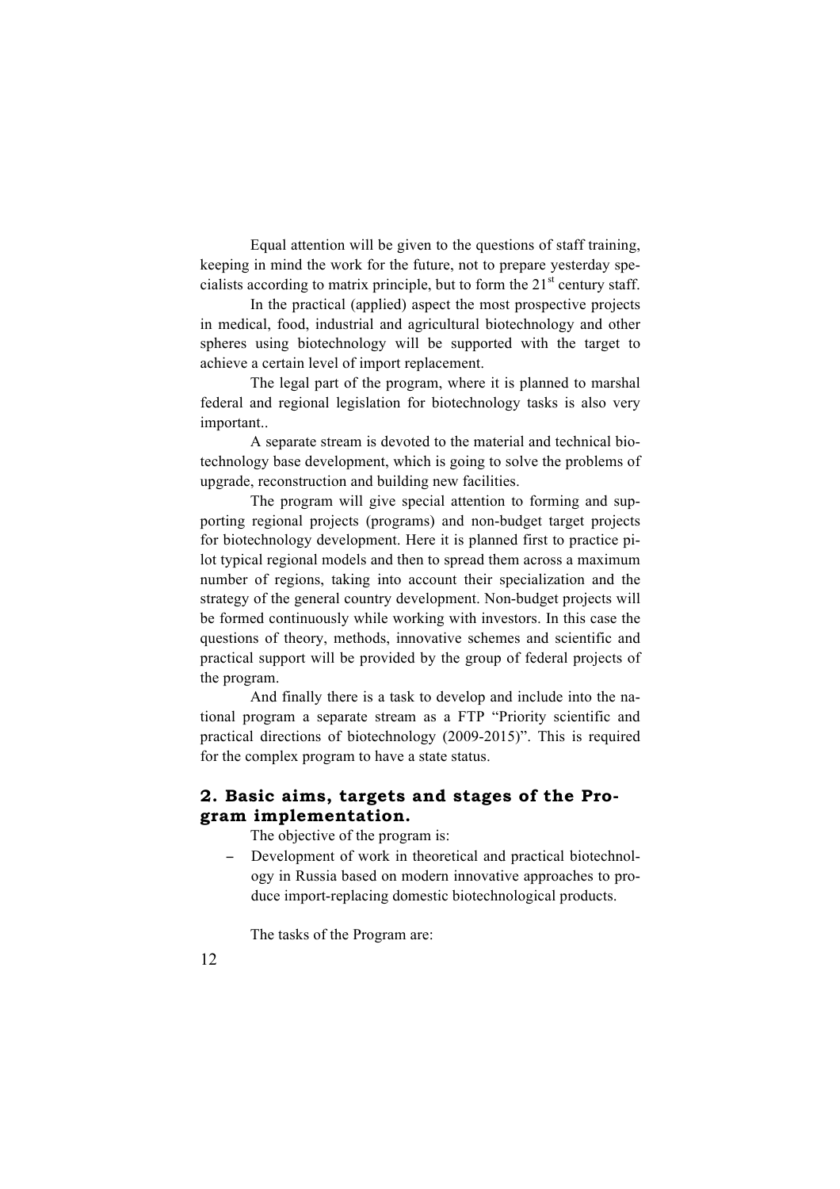Equal attention will be given to the questions of staff training, keeping in mind the work for the future, not to prepare yesterday specialists according to matrix principle, but to form the 21st century staff.

In the practical (applied) aspect the most prospective projects in medical, food, industrial and agricultural biotechnology and other spheres using biotechnology will be supported with the target to achieve a certain level of import replacement.

The legal part of the program, where it is planned to marshal federal and regional legislation for biotechnology tasks is also very important..

A separate stream is devoted to the material and technical biotechnology base development, which is going to solve the problems of upgrade, reconstruction and building new facilities.

The program will give special attention to forming and supporting regional projects (programs) and non-budget target projects for biotechnology development. Here it is planned first to practice pilot typical regional models and then to spread them across a maximum number of regions, taking into account their specialization and the strategy of the general country development. Non-budget projects will be formed continuously while working with investors. In this case the questions of theory, methods, innovative schemes and scientific and practical support will be provided by the group of federal projects of the program.

And finally there is a task to develop and include into the national program a separate stream as a FTP "Priority scientific and practical directions of biotechnology (2009-2015)". This is required for the complex program to have a state status.

## 2. Basic aims, targets and stages of the Program implementation.

The objective of the program is:

- Development of work in theoretical and practical biotechnology in Russia based on modern innovative approaches to produce import-replacing domestic biotechnological products.

The tasks of the Program are: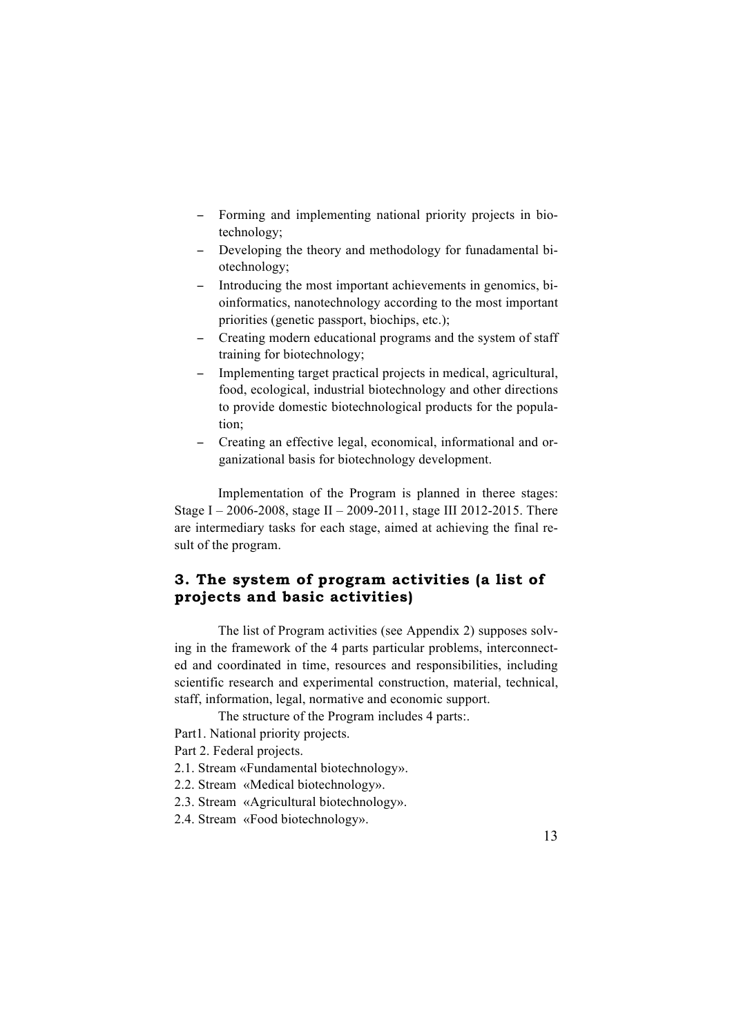- Forming and implementing national priority projects in biotechnology;
- Developing the theory and methodology for funadamental biotechnology;
- Introducing the most important achievements in genomics, bioinformatics, nanotechnology according to the most important priorities (genetic passport, biochips, etc.);
- Creating modern educational programs and the system of staff training for biotechnology;
- Implementing target practical projects in medical, agricultural, food, ecological, industrial biotechnology and other directions to provide domestic biotechnological products for the population;
- Creating an effective legal, economical, informational and organizational basis for biotechnology development.

Implementation of the Program is planned in theree stages: Stage I – 2006-2008, stage II – 2009-2011, stage III 2012-2015. There are intermediary tasks for each stage, aimed at achieving the final result of the program.

## 3. The system of program activities (a list of projects and basic activities)

The list of Program activities (see Appendix 2) supposes solving in the framework of the 4 parts particular problems, interconnected and coordinated in time, resources and responsibilities, including scientific research and experimental construction, material, technical, staff, information, legal, normative and economic support.

The structure of the Program includes 4 parts:.

Part1. National priority projects.

Part 2. Federal projects.

2.1. Stream «Fundamental biotechnology».

2.2. Stream «Medical biotechnology».

2.3. Stream «Agricultural biotechnology».

2.4. Stream «Food biotechnology».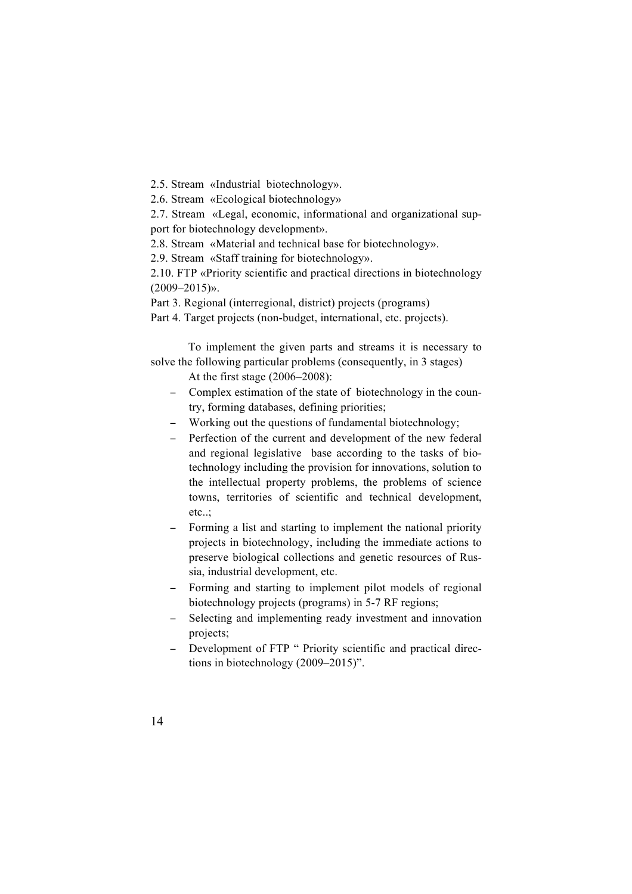2.5. Stream «Industrial biotechnology».

2.6. Stream «Ecological biotechnology»

2.7. Stream «Legal, economic, informational and organizational support for biotechnology development».

2.8. Stream «Material and technical base for biotechnology».

2.9. Stream «Staff training for biotechnology».

2.10. FTP «Priority scientific and practical directions in biotechnology (2009–2015)».

Part 3. Regional (interregional, district) projects (programs)

Part 4. Target projects (non-budget, international, etc. projects).

To implement the given parts and streams it is necessary to solve the following particular problems (consequently, in 3 stages)

At the first stage (2006–2008):

- Complex estimation of the state of biotechnology in the country, forming databases, defining priorities;
- Working out the questions of fundamental biotechnology;
- Perfection of the current and development of the new federal and regional legislative base according to the tasks of biotechnology including the provision for innovations, solution to the intellectual property problems, the problems of science towns, territories of scientific and technical development, etc..;
- Forming a list and starting to implement the national priority projects in biotechnology, including the immediate actions to preserve biological collections and genetic resources of Russia, industrial development, etc.
- Forming and starting to implement pilot models of regional biotechnology projects (programs) in 5-7 RF regions;
- Selecting and implementing ready investment and innovation projects;
- Development of FTP " Priority scientific and practical directions in biotechnology (2009–2015)".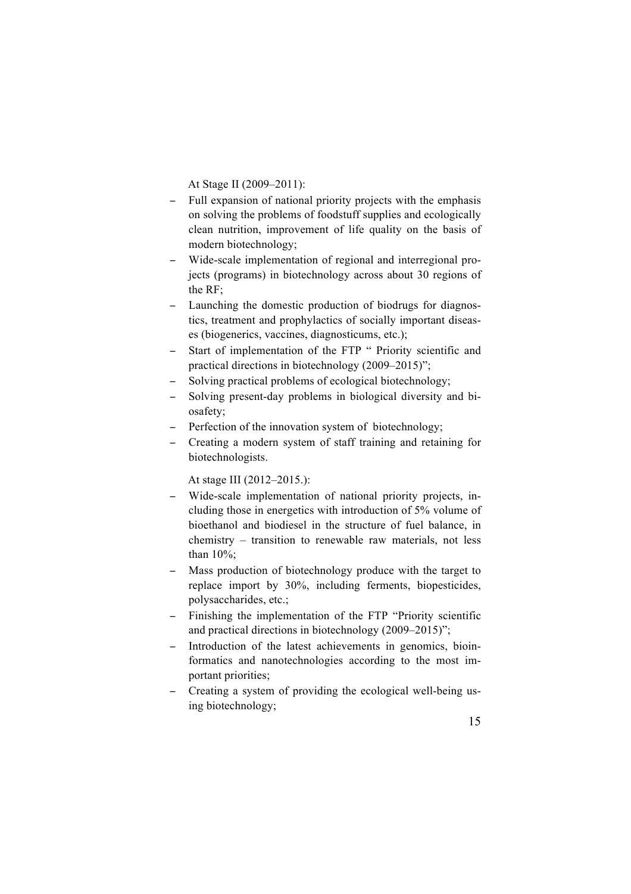At Stage II (2009–2011):

- Full expansion of national priority projects with the emphasis on solving the problems of foodstuff supplies and ecologically clean nutrition, improvement of life quality on the basis of modern biotechnology;
- Wide-scale implementation of regional and interregional projects (programs) in biotechnology across about 30 regions of the RF;
- Launching the domestic production of biodrugs for diagnostics, treatment and prophylactics of socially important diseases (biogenerics, vaccines, diagnosticums, etc.);
- Start of implementation of the FTP " Priority scientific and practical directions in biotechnology (2009–2015)";
- Solving practical problems of ecological biotechnology;
- Solving present-day problems in biological diversity and biosafety;
- Perfection of the innovation system of biotechnology;
- Creating a modern system of staff training and retaining for biotechnologists.

At stage III (2012–2015.):

- Wide-scale implementation of national priority projects, including those in energetics with introduction of 5% volume of bioethanol and biodiesel in the structure of fuel balance, in chemistry – transition to renewable raw materials, not less than 10%;
- Mass production of biotechnology produce with the target to replace import by 30%, including ferments, biopesticides, polysaccharides, etc.;
- Finishing the implementation of the FTP "Priority scientific and practical directions in biotechnology (2009–2015)";
- Introduction of the latest achievements in genomics, bioinformatics and nanotechnologies according to the most important priorities;
- Creating a system of providing the ecological well-being using biotechnology;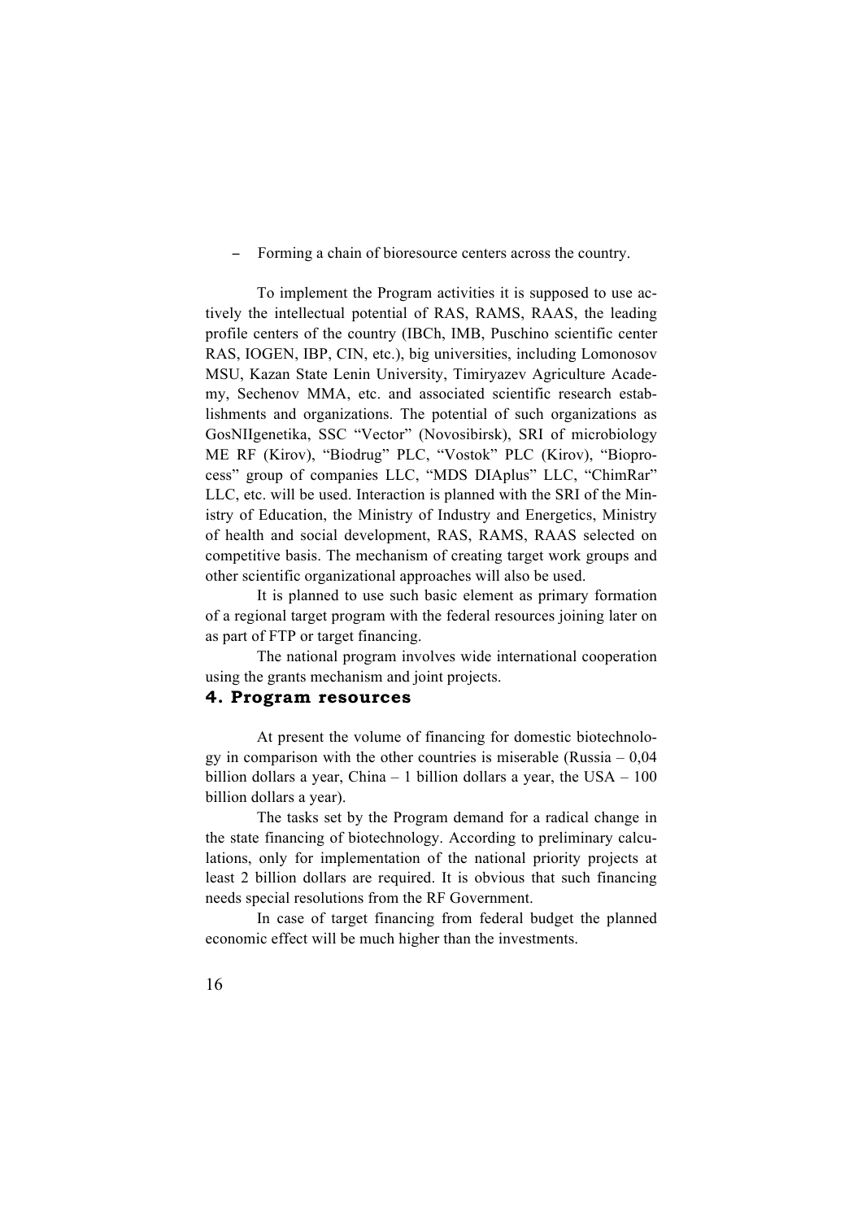- Forming a chain of bioresource centers across the country.

To implement the Program activities it is supposed to use actively the intellectual potential of RAS, RAMS, RAAS, the leading profile centers of the country (IBCh, IMB, Puschino scientific center RAS, IOGEN, IBP, CIN, etc.), big universities, including Lomonosov MSU, Kazan State Lenin University, Timiryazev Agriculture Academy, Sechenov MMA, etc. and associated scientific research establishments and organizations. The potential of such organizations as GosNIIgenetika, SSC "Vector" (Novosibirsk), SRI of microbiology ME RF (Kirov), "Biodrug" PLC, "Vostok" PLC (Kirov), "Bioprocess" group of companies LLC, "MDS DIAplus" LLC, "ChimRar" LLC, etc. will be used. Interaction is planned with the SRI of the Ministry of Education, the Ministry of Industry and Energetics, Ministry of health and social development, RAS, RAMS, RAAS selected on competitive basis. The mechanism of creating target work groups and other scientific organizational approaches will also be used.

It is planned to use such basic element as primary formation of a regional target program with the federal resources joining later on as part of FTP or target financing.

The national program involves wide international cooperation using the grants mechanism and joint projects.

## 4. Program resources

At present the volume of financing for domestic biotechnology in comparison with the other countries is miserable (Russia – 0,04 billion dollars a year, China – 1 billion dollars a year, the USA – 100 billion dollars a year).

The tasks set by the Program demand for a radical change in the state financing of biotechnology. According to preliminary calculations, only for implementation of the national priority projects at least 2 billion dollars are required. It is obvious that such financing needs special resolutions from the RF Government.

In case of target financing from federal budget the planned economic effect will be much higher than the investments.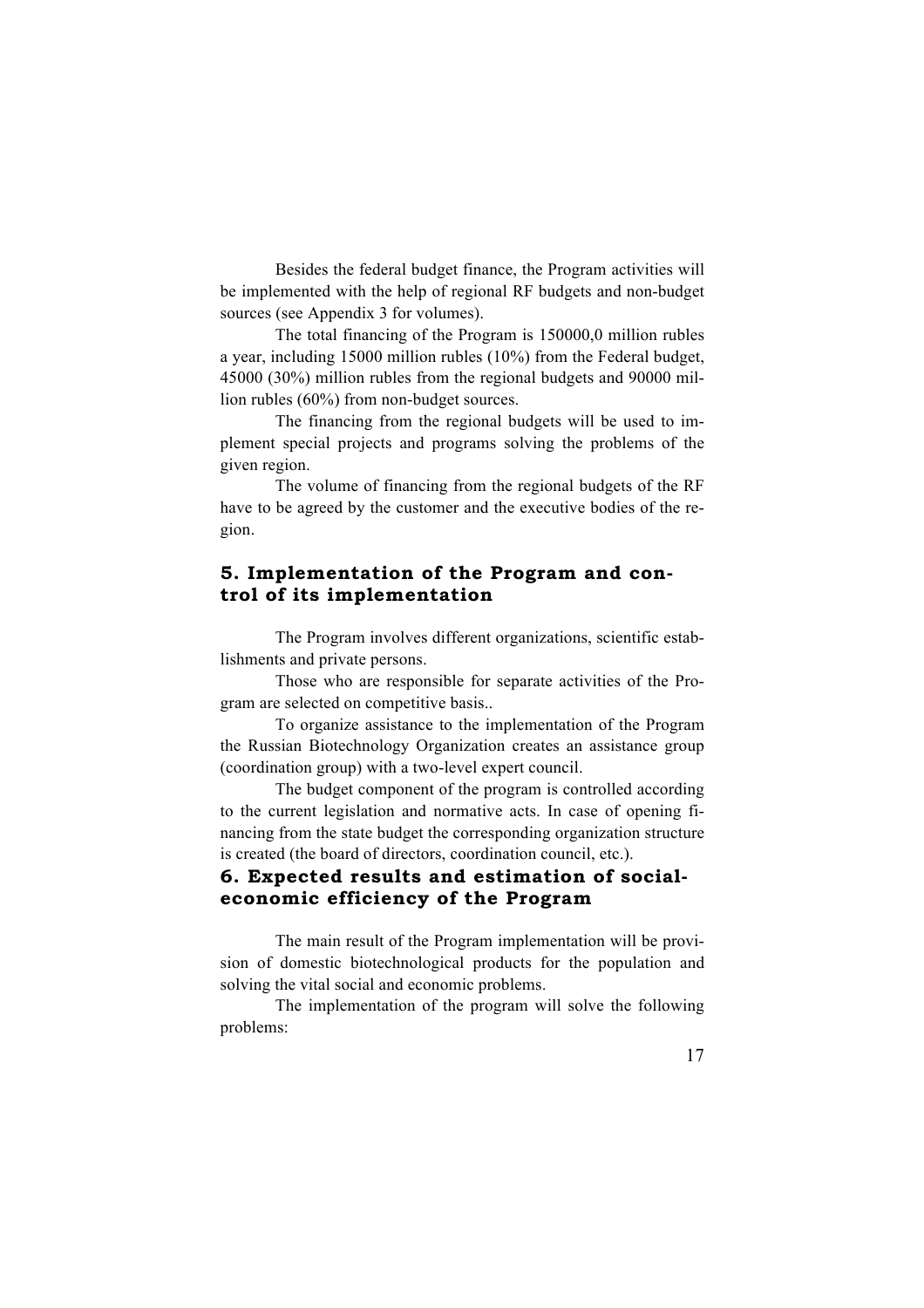Besides the federal budget finance, the Program activities will be implemented with the help of regional RF budgets and non-budget sources (see Appendix 3 for volumes).

The total financing of the Program is 150000,0 million rubles a year, including 15000 million rubles (10%) from the Federal budget, 45000 (30%) million rubles from the regional budgets and 90000 million rubles (60%) from non-budget sources.

The financing from the regional budgets will be used to implement special projects and programs solving the problems of the given region.

The volume of financing from the regional budgets of the RF have to be agreed by the customer and the executive bodies of the region.

## 5. Implementation of the Program and control of its implementation

The Program involves different organizations, scientific establishments and private persons.

Those who are responsible for separate activities of the Program are selected on competitive basis..

To organize assistance to the implementation of the Program the Russian Biotechnology Organization creates an assistance group (coordination group) with a two-level expert council.

The budget component of the program is controlled according to the current legislation and normative acts. In case of opening financing from the state budget the corresponding organization structure is created (the board of directors, coordination council, etc.).

## 6. Expected results and estimation of social-economic efficiency of the Program

The main result of the Program implementation will be provision of domestic biotechnological products for the population and solving the vital social and economic problems.

The implementation of the program will solve the following problems: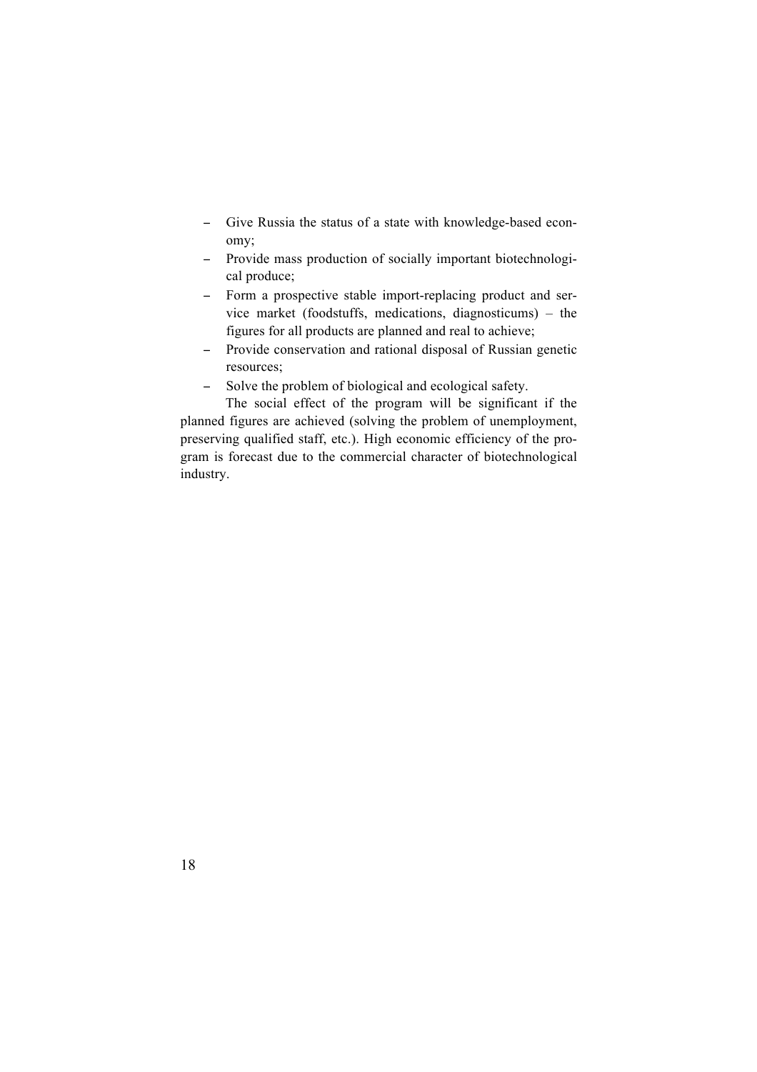- Give Russia the status of a state with knowledge-based economy;
- Provide mass production of socially important biotechnological produce;
- Form a prospective stable import-replacing product and service market (foodstuffs, medications, diagnosticums) – the figures for all products are planned and real to achieve;
- Provide conservation and rational disposal of Russian genetic resources;
- Solve the problem of biological and ecological safety.

The social effect of the program will be significant if the planned figures are achieved (solving the problem of unemployment, preserving qualified staff, etc.). High economic efficiency of the program is forecast due to the commercial character of biotechnological industry.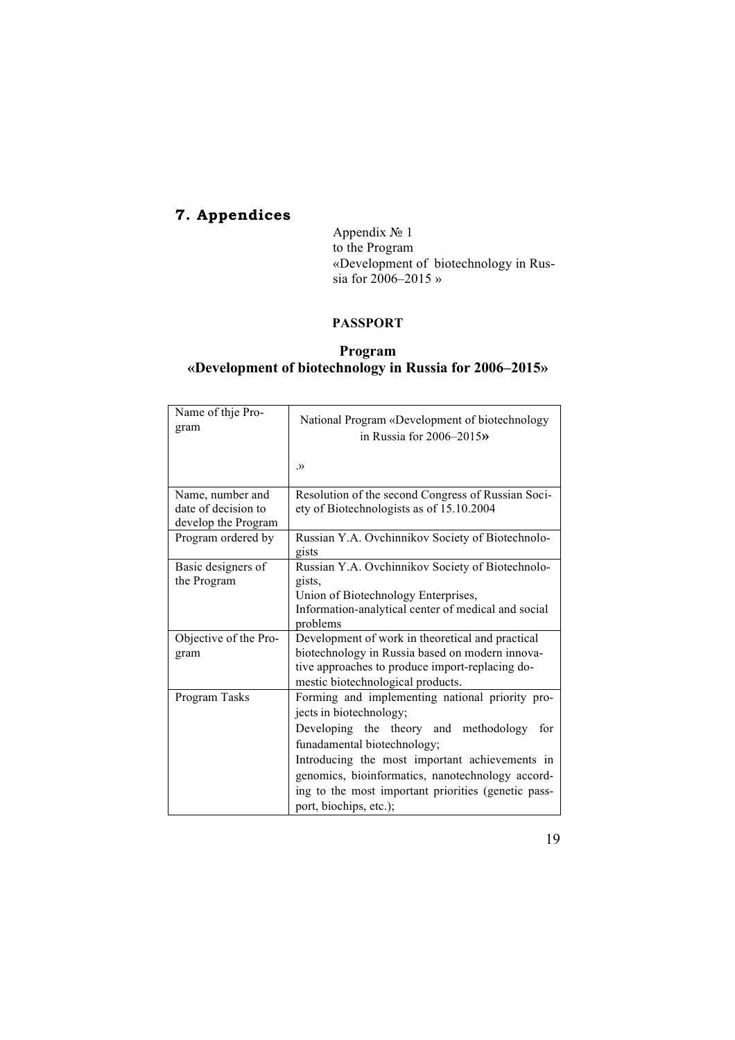# 7. Appendices

Appendix № 1
to the Program
«Development of biotechnology in Russia for 2006–2015 »

**PASSPORT**

**Program**
**«Development of biotechnology in Russia for 2006–2015»**

| | |
|---|---|
| Name of thje Program | National Program «Development of biotechnology in Russia for 2006–2015» .» |
| Name, number and date of decision to develop the Program | Resolution of the second Congress of Russian Society of Biotechnologists as of 15.10.2004 |
| Program ordered by | Russian Y.A. Ovchinnikov Society of Biotechnologists |
| Basic designers of the Program | Russian Y.A. Ovchinnikov Society of Biotechnologists,<br>Union of Biotechnology Enterprises,<br>Information-analytical center of medical and social problems |
| Objective of the Program | Development of work in theoretical and practical biotechnology in Russia based on modern innovative approaches to produce import-replacing domestic biotechnological products. |
| Program Tasks | Forming and implementing national priority projects in biotechnology;<br>Developing the theory and methodology for funadamental biotechnology;<br>Introducing the most important achievements in genomics, bioinformatics, nanotechnology according to the most important priorities (genetic passport, biochips, etc.); |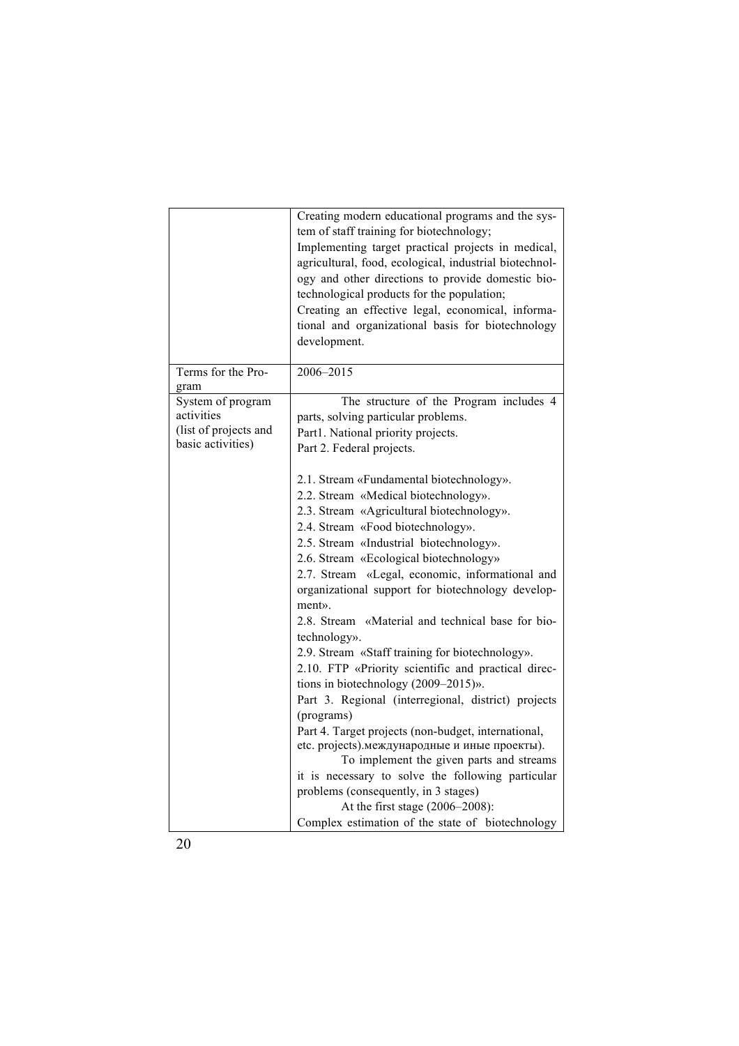| | |
|---|---|
| | Creating modern educational programs and the system of staff training for biotechnology;<br>Implementing target practical projects in medical, agricultural, food, ecological, industrial biotechnology and other directions to provide domestic biotechnological products for the population;<br>Creating an effective legal, economical, informational and organizational basis for biotechnology development. |
| Terms for the Program | 2006–2015 |
| System of program activities (list of projects and basic activities) | The structure of the Program includes 4 parts, solving particular problems.<br>Part1. National priority projects.<br>Part 2. Federal projects.<br><br>2.1. Stream «Fundamental biotechnology».<br>2.2. Stream «Medical biotechnology».<br>2.3. Stream «Agricultural biotechnology».<br>2.4. Stream «Food biotechnology».<br>2.5. Stream «Industrial biotechnology».<br>2.6. Stream «Ecological biotechnology»<br>2.7. Stream «Legal, economic, informational and organizational support for biotechnology development».<br>2.8. Stream «Material and technical base for biotechnology».<br>2.9. Stream «Staff training for biotechnology».<br>2.10. FTP «Priority scientific and practical directions in biotechnology (2009–2015)».<br>Part 3. Regional (interregional, district) projects (programs)<br>Part 4. Target projects (non-budget, international, etc. projects).международные и иные проекты).<br>To implement the given parts and streams it is necessary to solve the following particular problems (consequently, in 3 stages)<br>At the first stage (2006–2008):<br>Complex estimation of the state of biotechnology |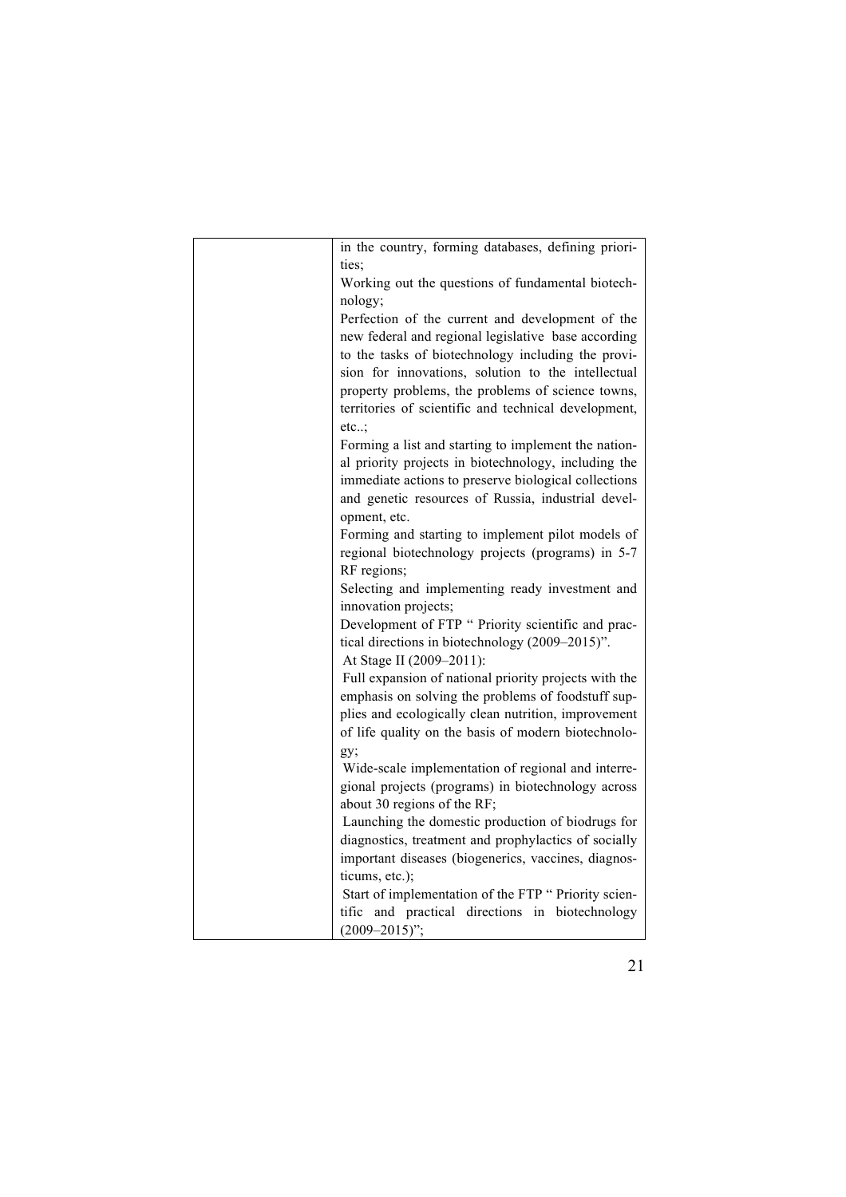| | |
|---|---|
| | in the country, forming databases, defining priorities;<br>Working out the questions of fundamental biotechnology;<br>Perfection of the current and development of the new federal and regional legislative base according to the tasks of biotechnology including the provision for innovations, solution to the intellectual property problems, the problems of science towns, territories of scientific and technical development, etc..;<br>Forming a list and starting to implement the national priority projects in biotechnology, including the immediate actions to preserve biological collections and genetic resources of Russia, industrial development, etc.<br>Forming and starting to implement pilot models of regional biotechnology projects (programs) in 5-7 RF regions;<br>Selecting and implementing ready investment and innovation projects;<br>Development of FTP " Priority scientific and practical directions in biotechnology (2009–2015)".<br>At Stage II (2009–2011):<br>Full expansion of national priority projects with the emphasis on solving the problems of foodstuff supplies and ecologically clean nutrition, improvement of life quality on the basis of modern biotechnology;<br>Wide-scale implementation of regional and interregional projects (programs) in biotechnology across about 30 regions of the RF;<br>Launching the domestic production of biodrugs for diagnostics, treatment and prophylactics of socially important diseases (biogenerics, vaccines, diagnosticums, etc.);<br>Start of implementation of the FTP " Priority scientific and practical directions in biotechnology (2009–2015)"; |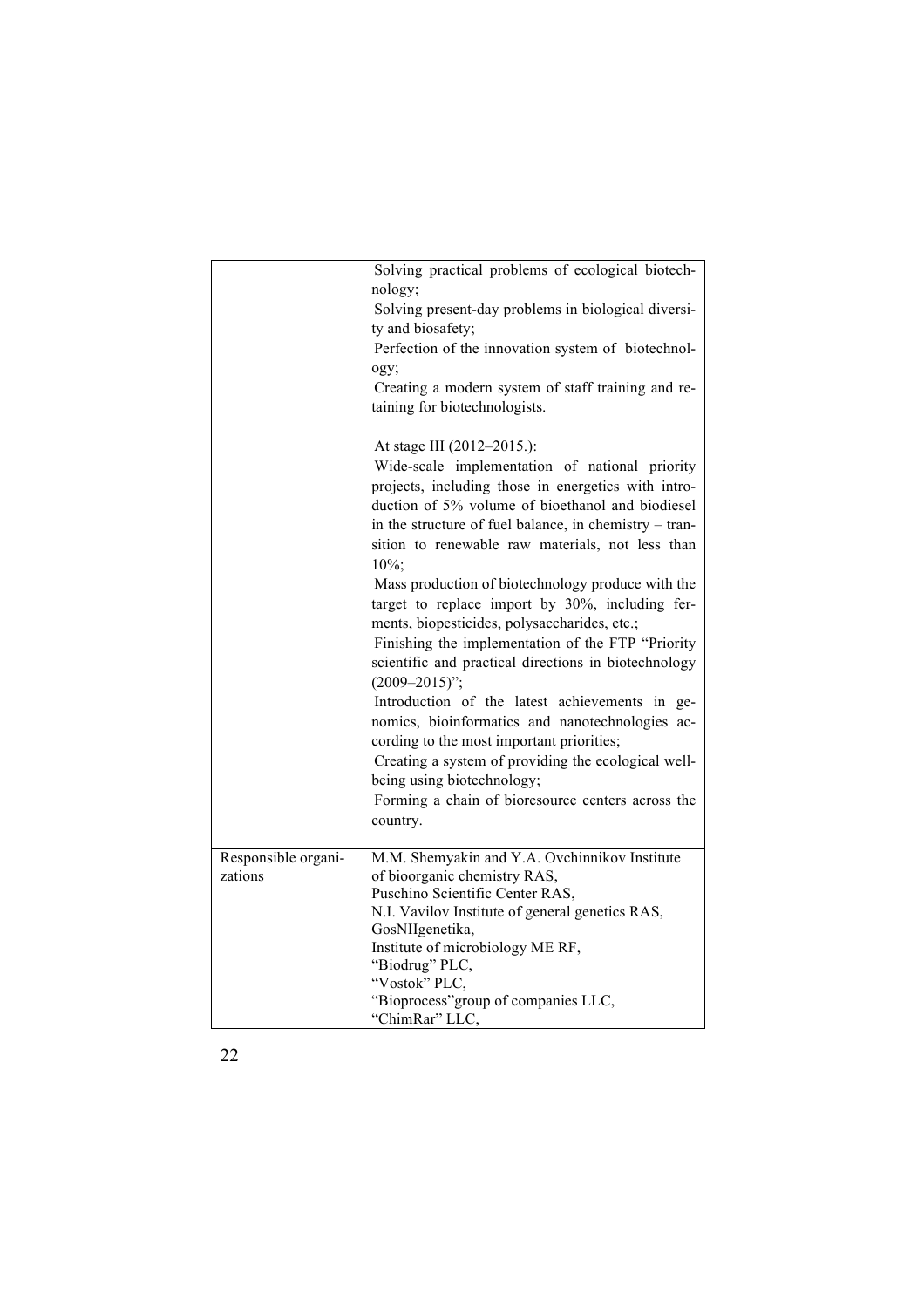| | |
|---|---|
| | Solving practical problems of ecological biotechnology;<br>Solving present-day problems in biological diversity and biosafety;<br>Perfection of the innovation system of biotechnology;<br>Creating a modern system of staff training and retaining for biotechnologists.<br><br>At stage III (2012–2015.):<br>Wide-scale implementation of national priority projects, including those in energetics with introduction of 5% volume of bioethanol and biodiesel in the structure of fuel balance, in chemistry – transition to renewable raw materials, not less than 10%;<br>Mass production of biotechnology produce with the target to replace import by 30%, including ferments, biopesticides, polysaccharides, etc.;<br>Finishing the implementation of the FTP "Priority scientific and practical directions in biotechnology (2009–2015)";<br>Introduction of the latest achievements in genomics, bioinformatics and nanotechnologies according to the most important priorities;<br>Creating a system of providing the ecological wellbeing using biotechnology;<br>Forming a chain of bioresource centers across the country. |
| Responsible organizations | M.M. Shemyakin and Y.A. Ovchinnikov Institute of bioorganic chemistry RAS,<br>Puschino Scientific Center RAS,<br>N.I. Vavilov Institute of general genetics RAS,<br>GosNIIgenetika,<br>Institute of microbiology ME RF,<br>"Biodrug" PLC,<br>"Vostok" PLC,<br>"Bioprocess"group of companies LLC,<br>"ChimRar" LLC, |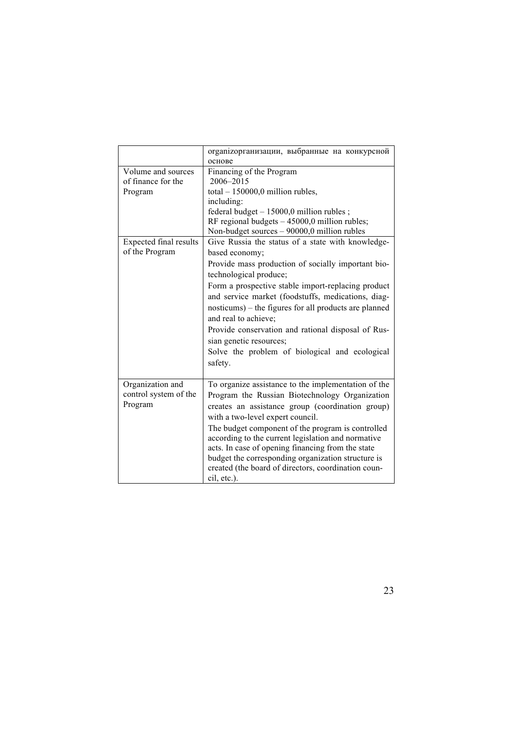| | |
|---|---|
| | organizорганизации, выбранные на конкурсной основе |
| Volume and sources of finance for the Program | Financing of the Program<br>2006–2015<br>total – 150000,0 million rubles,<br>including:<br>federal budget – 15000,0 million rubles ;<br>RF regional budgets – 45000,0 million rubles;<br>Non-budget sources – 90000,0 million rubles |
| Expected final results of the Program | Give Russia the status of a state with knowledge-based economy;<br>Provide mass production of socially important bio-technological produce;<br>Form a prospective stable import-replacing product and service market (foodstuffs, medications, diag-nosticums) – the figures for all products are planned and real to achieve;<br>Provide conservation and rational disposal of Rus-sian genetic resources;<br>Solve the problem of biological and ecological safety. |
| Organization and control system of the Program | To organize assistance to the implementation of the Program the Russian Biotechnology Organization creates an assistance group (coordination group) with a two-level expert council.<br>The budget component of the program is controlled according to the current legislation and normative acts. In case of opening financing from the state budget the corresponding organization structure is created (the board of directors, coordination coun-cil, etc.). |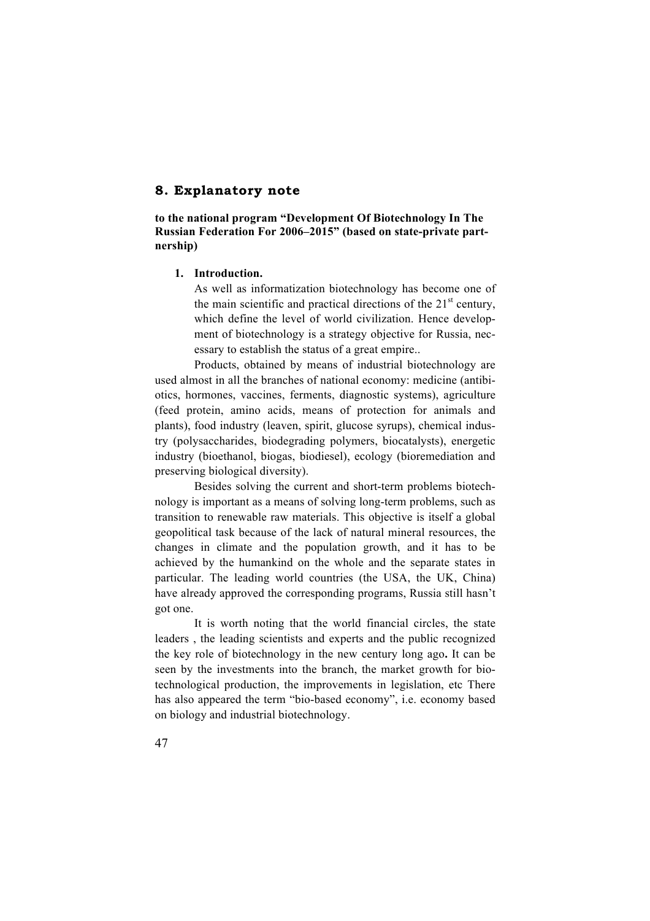## 8. Explanatory note

**to the national program "Development Of Biotechnology In The Russian Federation For 2006–2015" (based on state-private partnership)**

1. **Introduction.**

   As well as informatization biotechnology has become one of the main scientific and practical directions of the 21[st] century, which define the level of world civilization. Hence development of biotechnology is a strategy objective for Russia, necessary to establish the status of a great empire..

Products, obtained by means of industrial biotechnology are used almost in all the branches of national economy: medicine (antibiotics, hormones, vaccines, ferments, diagnostic systems), agriculture (feed protein, amino acids, means of protection for animals and plants), food industry (leaven, spirit, glucose syrups), chemical industry (polysaccharides, biodegrading polymers, biocatalysts), energetic industry (bioethanol, biogas, biodiesel), ecology (bioremediation and preserving biological diversity).

Besides solving the current and short-term problems biotechnology is important as a means of solving long-term problems, such as transition to renewable raw materials. This objective is itself a global geopolitical task because of the lack of natural mineral resources, the changes in climate and the population growth, and it has to be achieved by the humankind on the whole and the separate states in particular. The leading world countries (the USA, the UK, China) have already approved the corresponding programs, Russia still hasn't got one.

It is worth noting that the world financial circles, the state leaders , the leading scientists and experts and the public recognized the key role of biotechnology in the new century long ago**.** It can be seen by the investments into the branch, the market growth for biotechnological production, the improvements in legislation, etc There has also appeared the term "bio-based economy", i.e. economy based on biology and industrial biotechnology.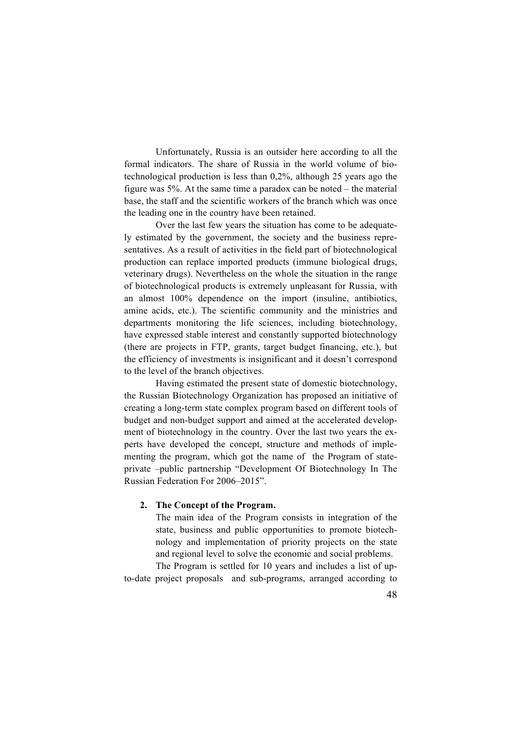Unfortunately, Russia is an outsider here according to all the formal indicators. The share of Russia in the world volume of biotechnological production is less than 0,2%, although 25 years ago the figure was 5%. At the same time a paradox can be noted – the material base, the staff and the scientific workers of the branch which was once the leading one in the country have been retained.

Over the last few years the situation has come to be adequately estimated by the government, the society and the business representatives. As a result of activities in the field part of biotechnological production can replace imported products (immune biological drugs, veterinary drugs). Nevertheless on the whole the situation in the range of biotechnological products is extremely unpleasant for Russia, with an almost 100% dependence on the import (insuline, antibiotics, amine acids, etc.). The scientific community and the ministries and departments monitoring the life sciences, including biotechnology, have expressed stable interest and constantly supported biotechnology (there are projects in FTP, grants, target budget financing, etc.), but the efficiency of investments is insignificant and it doesn't correspond to the level of the branch objectives.

Having estimated the present state of domestic biotechnology, the Russian Biotechnology Organization has proposed an initiative of creating a long-term state complex program based on different tools of budget and non-budget support and aimed at the accelerated development of biotechnology in the country. Over the last two years the experts have developed the concept, structure and methods of implementing the program, which got the name of the Program of state-private –public partnership "Development Of Biotechnology In The Russian Federation For 2006–2015".

## 2. The Concept of the Program.

The main idea of the Program consists in integration of the state, business and public opportunities to promote biotechnology and implementation of priority projects on the state and regional level to solve the economic and social problems.

The Program is settled for 10 years and includes a list of up-to-date project proposals and sub-programs, arranged according to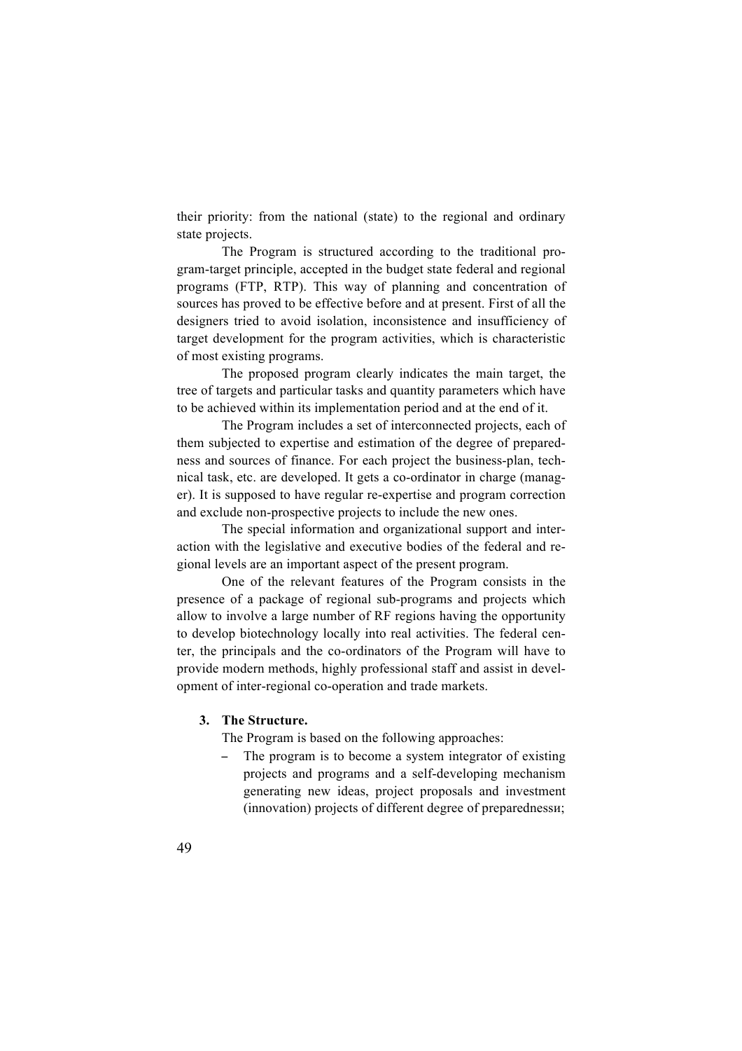their priority: from the national (state) to the regional and ordinary state projects.

The Program is structured according to the traditional program-target principle, accepted in the budget state federal and regional programs (FTP, RTP). This way of planning and concentration of sources has proved to be effective before and at present. First of all the designers tried to avoid isolation, inconsistence and insufficiency of target development for the program activities, which is characteristic of most existing programs.

The proposed program clearly indicates the main target, the tree of targets and particular tasks and quantity parameters which have to be achieved within its implementation period and at the end of it.

The Program includes a set of interconnected projects, each of them subjected to expertise and estimation of the degree of preparedness and sources of finance. For each project the business-plan, technical task, etc. are developed. It gets a co-ordinator in charge (manager). It is supposed to have regular re-expertise and program correction and exclude non-prospective projects to include the new ones.

The special information and organizational support and interaction with the legislative and executive bodies of the federal and regional levels are an important aspect of the present program.

One of the relevant features of the Program consists in the presence of a package of regional sub-programs and projects which allow to involve a large number of RF regions having the opportunity to develop biotechnology locally into real activities. The federal center, the principals and the co-ordinators of the Program will have to provide modern methods, highly professional staff and assist in development of inter-regional co-operation and trade markets.

### 3. The Structure.

The Program is based on the following approaches:

- The program is to become a system integrator of existing projects and programs and a self-developing mechanism generating new ideas, project proposals and investment (innovation) projects of different degree of preparednessи;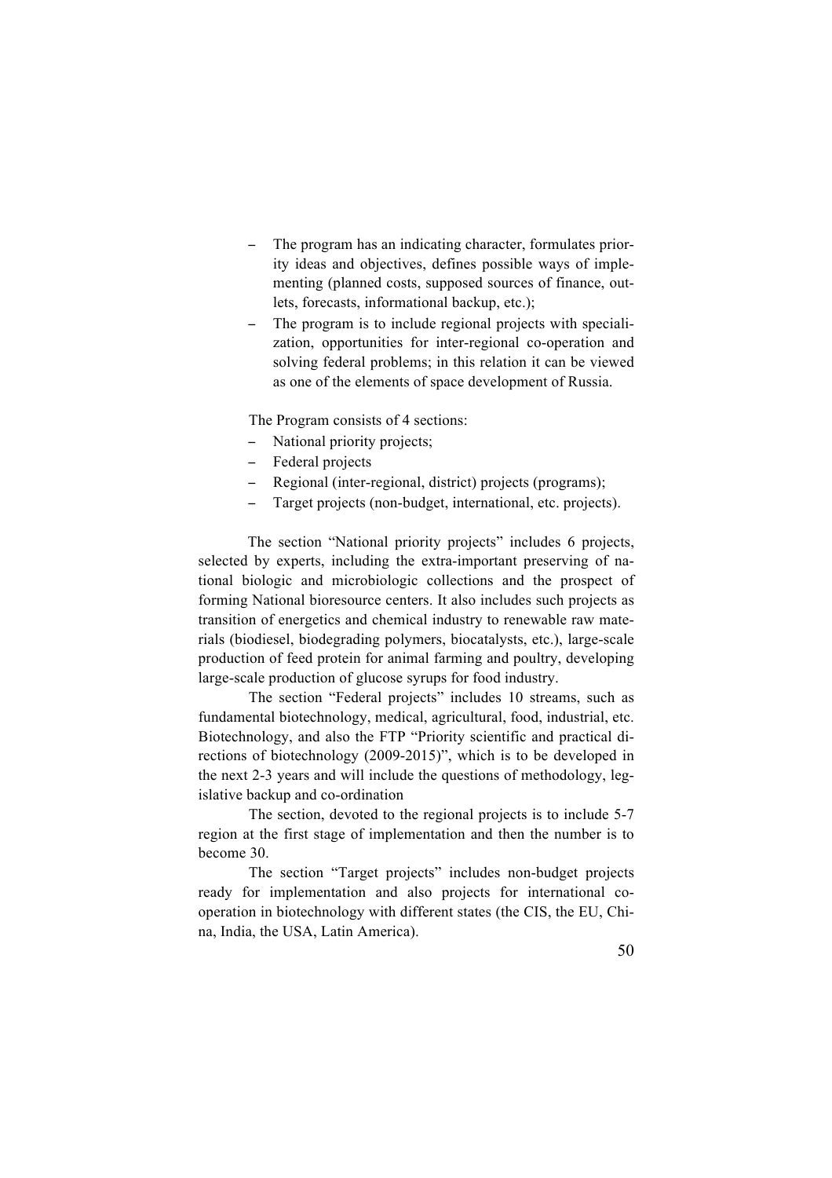- The program has an indicating character, formulates priority ideas and objectives, defines possible ways of implementing (planned costs, supposed sources of finance, outlets, forecasts, informational backup, etc.);
- The program is to include regional projects with specialization, opportunities for inter-regional co-operation and solving federal problems; in this relation it can be viewed as one of the elements of space development of Russia.

The Program consists of 4 sections:

- National priority projects;
- Federal projects
- Regional (inter-regional, district) projects (programs);
- Target projects (non-budget, international, etc. projects).

The section "National priority projects" includes 6 projects, selected by experts, including the extra-important preserving of national biologic and microbiologic collections and the prospect of forming National bioresource centers. It also includes such projects as transition of energetics and chemical industry to renewable raw materials (biodiesel, biodegrading polymers, biocatalysts, etc.), large-scale production of feed protein for animal farming and poultry, developing large-scale production of glucose syrups for food industry.

The section "Federal projects" includes 10 streams, such as fundamental biotechnology, medical, agricultural, food, industrial, etc. Biotechnology, and also the FTP "Priority scientific and practical directions of biotechnology (2009-2015)", which is to be developed in the next 2-3 years and will include the questions of methodology, legislative backup and co-ordination

The section, devoted to the regional projects is to include 5-7 region at the first stage of implementation and then the number is to become 30.

The section "Target projects" includes non-budget projects ready for implementation and also projects for international co-operation in biotechnology with different states (the CIS, the EU, China, India, the USA, Latin America).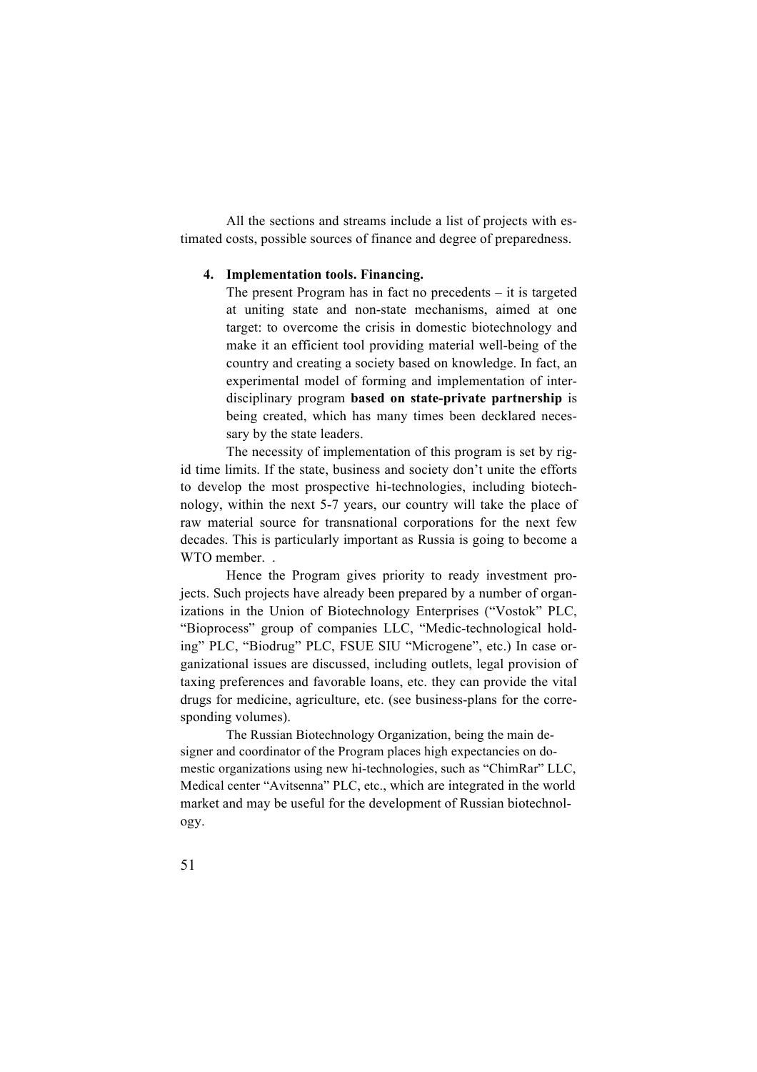All the sections and streams include a list of projects with estimated costs, possible sources of finance and degree of preparedness.

4. **Implementation tools. Financing.**

   The present Program has in fact no precedents – it is targeted at uniting state and non-state mechanisms, aimed at one target: to overcome the crisis in domestic biotechnology and make it an efficient tool providing material well-being of the country and creating a society based on knowledge. In fact, an experimental model of forming and implementation of interdisciplinary program **based on state-private partnership** is being created, which has many times been decklared necessary by the state leaders.

The necessity of implementation of this program is set by rigid time limits. If the state, business and society don't unite the efforts to develop the most prospective hi-technologies, including biotechnology, within the next 5-7 years, our country will take the place of raw material source for transnational corporations for the next few decades. This is particularly important as Russia is going to become a WTO member. .

Hence the Program gives priority to ready investment projects. Such projects have already been prepared by a number of organizations in the Union of Biotechnology Enterprises ("Vostok" PLC, "Bioprocess" group of companies LLC, "Medic-technological holding" PLC, "Biodrug" PLC, FSUE SIU "Microgene", etc.) In case organizational issues are discussed, including outlets, legal provision of taxing preferences and favorable loans, etc. they can provide the vital drugs for medicine, agriculture, etc. (see business-plans for the corresponding volumes).

The Russian Biotechnology Organization, being the main designer and coordinator of the Program places high expectancies on domestic organizations using new hi-technologies, such as "ChimRar" LLC, Medical center "Avitsenna" PLC, etc., which are integrated in the world market and may be useful for the development of Russian biotechnology.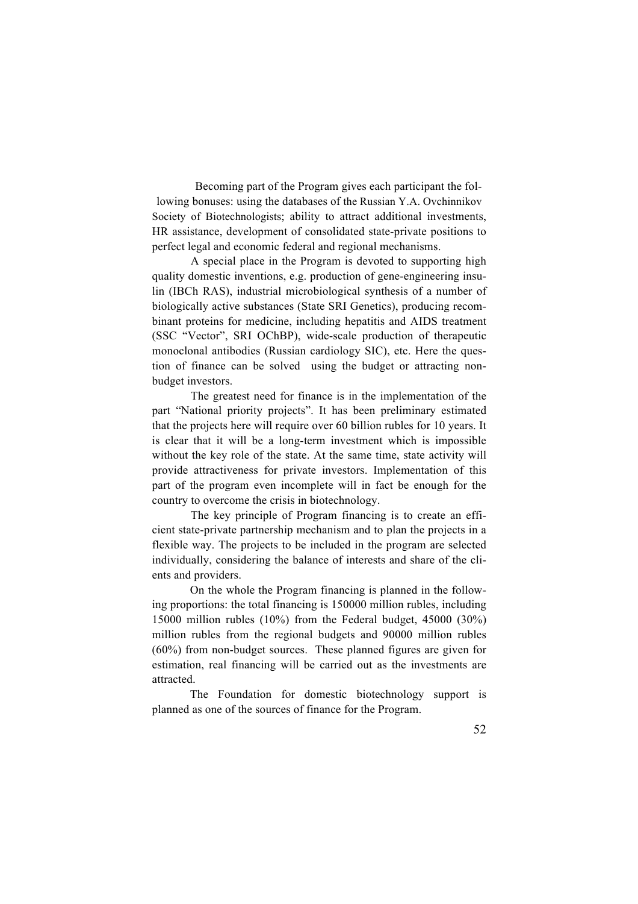Becoming part of the Program gives each participant the following bonuses: using the databases of the Russian Y.A. Ovchinnikov Society of Biotechnologists; ability to attract additional investments, HR assistance, development of consolidated state-private positions to perfect legal and economic federal and regional mechanisms.

A special place in the Program is devoted to supporting high quality domestic inventions, e.g. production of gene-engineering insulin (IBCh RAS), industrial microbiological synthesis of a number of biologically active substances (State SRI Genetics), producing recombinant proteins for medicine, including hepatitis and AIDS treatment (SSC "Vector", SRI OChBP), wide-scale production of therapeutic monoclonal antibodies (Russian cardiology SIC), etc. Here the question of finance can be solved using the budget or attracting non-budget investors.

The greatest need for finance is in the implementation of the part "National priority projects". It has been preliminary estimated that the projects here will require over 60 billion rubles for 10 years. It is clear that it will be a long-term investment which is impossible without the key role of the state. At the same time, state activity will provide attractiveness for private investors. Implementation of this part of the program even incomplete will in fact be enough for the country to overcome the crisis in biotechnology.

The key principle of Program financing is to create an efficient state-private partnership mechanism and to plan the projects in a flexible way. The projects to be included in the program are selected individually, considering the balance of interests and share of the clients and providers.

On the whole the Program financing is planned in the following proportions: the total financing is 150000 million rubles, including 15000 million rubles (10%) from the Federal budget, 45000 (30%) million rubles from the regional budgets and 90000 million rubles (60%) from non-budget sources. These planned figures are given for estimation, real financing will be carried out as the investments are attracted.

The Foundation for domestic biotechnology support is planned as one of the sources of finance for the Program.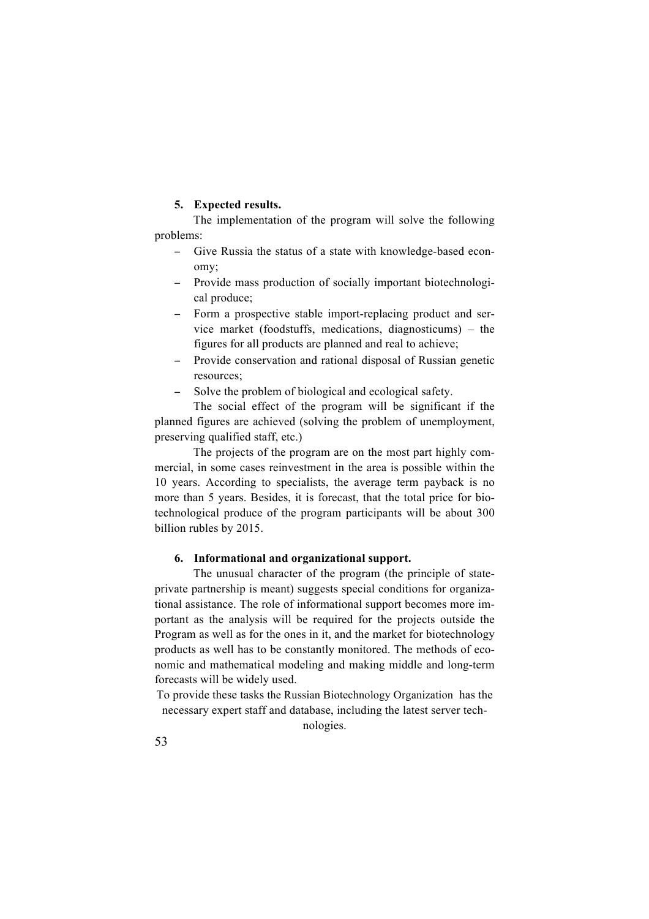5. **Expected results.**

The implementation of the program will solve the following problems:

- Give Russia the status of a state with knowledge-based economy;
- Provide mass production of socially important biotechnological produce;
- Form a prospective stable import-replacing product and service market (foodstuffs, medications, diagnosticums) – the figures for all products are planned and real to achieve;
- Provide conservation and rational disposal of Russian genetic resources;
- Solve the problem of biological and ecological safety.

The social effect of the program will be significant if the planned figures are achieved (solving the problem of unemployment, preserving qualified staff, etc.)

The projects of the program are on the most part highly commercial, in some cases reinvestment in the area is possible within the 10 years. According to specialists, the average term payback is no more than 5 years. Besides, it is forecast, that the total price for biotechnological produce of the program participants will be about 300 billion rubles by 2015.

6. **Informational and organizational support.**

The unusual character of the program (the principle of state-private partnership is meant) suggests special conditions for organizational assistance. The role of informational support becomes more important as the analysis will be required for the projects outside the Program as well as for the ones in it, and the market for biotechnology products as well has to be constantly monitored. The methods of economic and mathematical modeling and making middle and long-term forecasts will be widely used.

To provide these tasks the Russian Biotechnology Organization has the necessary expert staff and database, including the latest server technologies.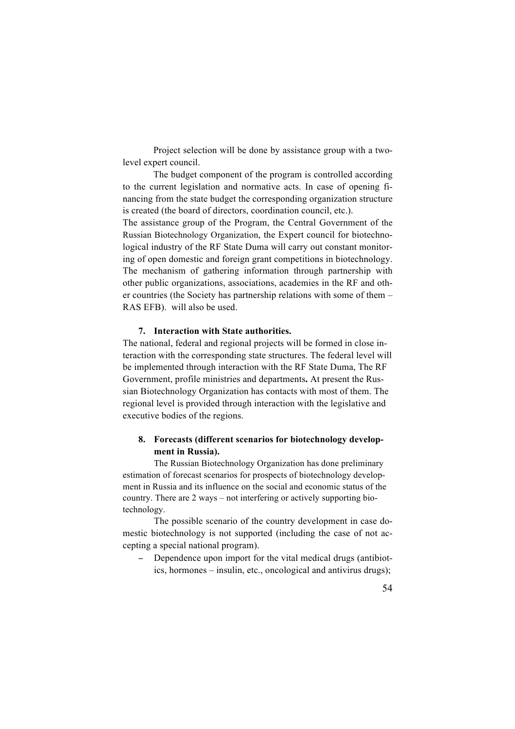Project selection will be done by assistance group with a two-level expert council.

The budget component of the program is controlled according to the current legislation and normative acts. In case of opening financing from the state budget the corresponding organization structure is created (the board of directors, coordination council, etc.).

The assistance group of the Program, the Central Government of the Russian Biotechnology Organization, the Expert council for biotechnological industry of the RF State Duma will carry out constant monitoring of open domestic and foreign grant competitions in biotechnology. The mechanism of gathering information through partnership with other public organizations, associations, academies in the RF and other countries (the Society has partnership relations with some of them – RAS EFB). will also be used.

## 7. Interaction with State authorities.

The national, federal and regional projects will be formed in close interaction with the corresponding state structures. The federal level will be implemented through interaction with the RF State Duma, The RF Government, profile ministries and departments**.** At present the Russian Biotechnology Organization has contacts with most of them. The regional level is provided through interaction with the legislative and executive bodies of the regions.

## 8. Forecasts (different scenarios for biotechnology development in Russia).

The Russian Biotechnology Organization has done preliminary estimation of forecast scenarios for prospects of biotechnology development in Russia and its influence on the social and economic status of the country. There are 2 ways – not interfering or actively supporting biotechnology.

The possible scenario of the country development in case domestic biotechnology is not supported (including the case of not accepting a special national program).

- Dependence upon import for the vital medical drugs (antibiotics, hormones – insulin, etc., oncological and antivirus drugs);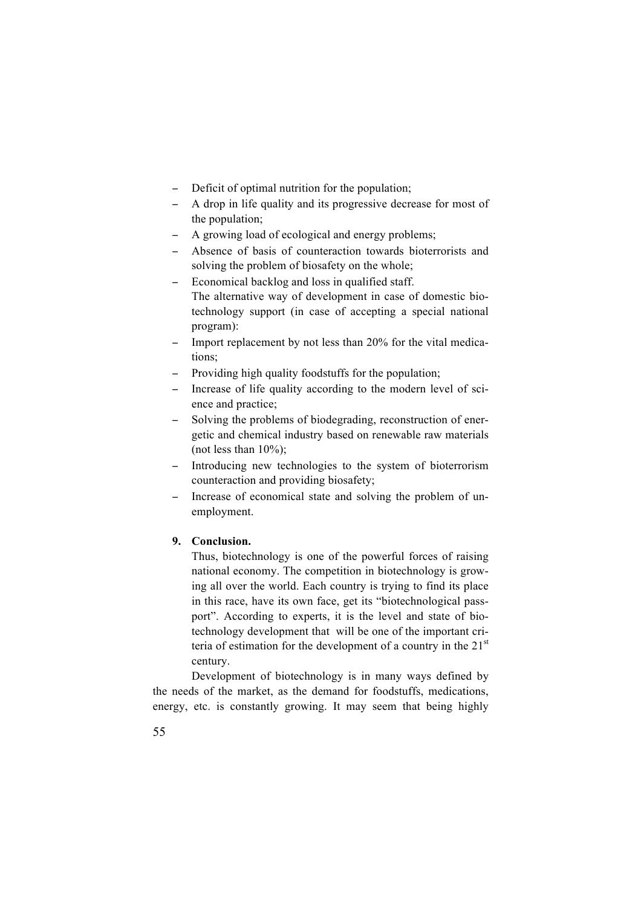- Deficit of optimal nutrition for the population;
- A drop in life quality and its progressive decrease for most of the population;
- A growing load of ecological and energy problems;
- Absence of basis of counteraction towards bioterrorists and solving the problem of biosafety on the whole;
- Economical backlog and loss in qualified staff.

The alternative way of development in case of domestic biotechnology support (in case of accepting a special national program):

- Import replacement by not less than 20% for the vital medications;
- Providing high quality foodstuffs for the population;
- Increase of life quality according to the modern level of science and practice;
- Solving the problems of biodegrading, reconstruction of energetic and chemical industry based on renewable raw materials (not less than 10%);
- Introducing new technologies to the system of bioterrorism counteraction and providing biosafety;
- Increase of economical state and solving the problem of unemployment.

**9. Conclusion.**

Thus, biotechnology is one of the powerful forces of raising national economy. The competition in biotechnology is growing all over the world. Each country is trying to find its place in this race, have its own face, get its "biotechnological passport". According to experts, it is the level and state of biotechnology development that will be one of the important criteria of estimation for the development of a country in the 21st century.

Development of biotechnology is in many ways defined by the needs of the market, as the demand for foodstuffs, medications, energy, etc. is constantly growing. It may seem that being highly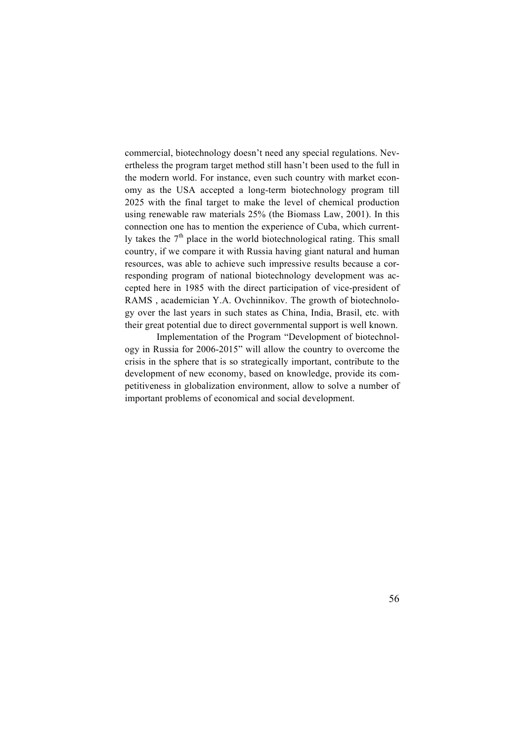commercial, biotechnology doesn't need any special regulations. Nevertheless the program target method still hasn't been used to the full in the modern world. For instance, even such country with market economy as the USA accepted a long-term biotechnology program till 2025 with the final target to make the level of chemical production using renewable raw materials 25% (the Biomass Law, 2001). In this connection one has to mention the experience of Cuba, which currently takes the 7th place in the world biotechnological rating. This small country, if we compare it with Russia having giant natural and human resources, was able to achieve such impressive results because a corresponding program of national biotechnology development was accepted here in 1985 with the direct participation of vice-president of RAMS , academician Y.A. Ovchinnikov. The growth of biotechnology over the last years in such states as China, India, Brasil, etc. with their great potential due to direct governmental support is well known.

Implementation of the Program "Development of biotechnology in Russia for 2006-2015" will allow the country to overcome the crisis in the sphere that is so strategically important, contribute to the development of new economy, based on knowledge, provide its competitiveness in globalization environment, allow to solve a number of important problems of economical and social development.